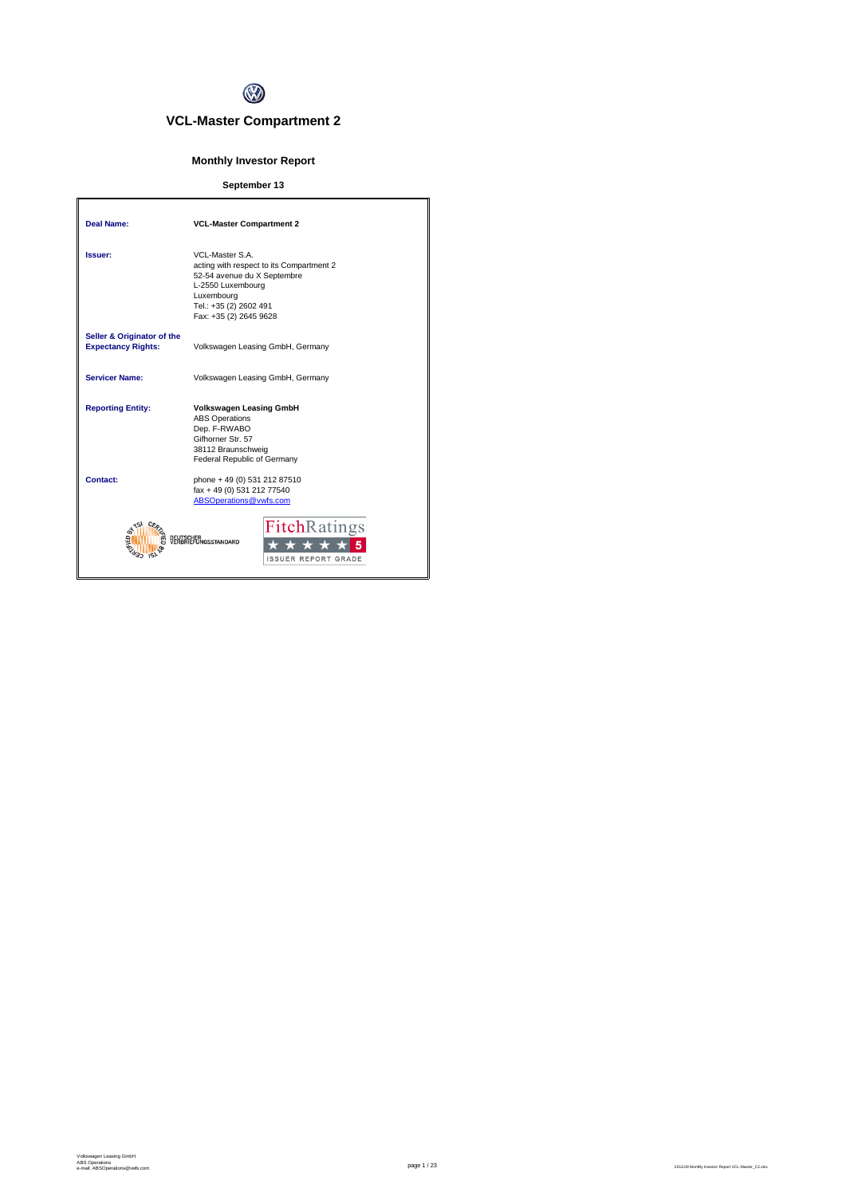# VCL-Master Compartment 2

## Monthly Investor Report

**September 13**

| | |
|---|---|
| **Deal Name:** | **VCL-Master Compartment 2** |
| **Issuer:** | VCL-Master S.A.<br>acting with respect to its Compartment 2<br>52-54 avenue du X Septembre<br>L-2550 Luxembourg<br>Luxembourg<br>Tel.: +35 (2) 2602 491<br>Fax: +35 (2) 2645 9628 |
| **Seller & Originator of the Expectancy Rights:** | Volkswagen Leasing GmbH, Germany |
| **Servicer Name:** | Volkswagen Leasing GmbH, Germany |
| **Reporting Entity:** | **Volkswagen Leasing GmbH**<br>ABS Operations<br>Dep. F-RWABO<br>Gifhorner Str. 57<br>38112 Braunschweig<br>Federal Republic of Germany |
| **Contact:** | phone + 49 (0) 531 212 87510<br>fax + 49 (0) 531 212 77540<br>ABSOperations@vwfs.com |

CERTIFIED BY TSI — DEUTSCHER VERBRIEFUNGSSTANDARD

FitchRatings ★★★★★ 5 ISSUER REPORT GRADE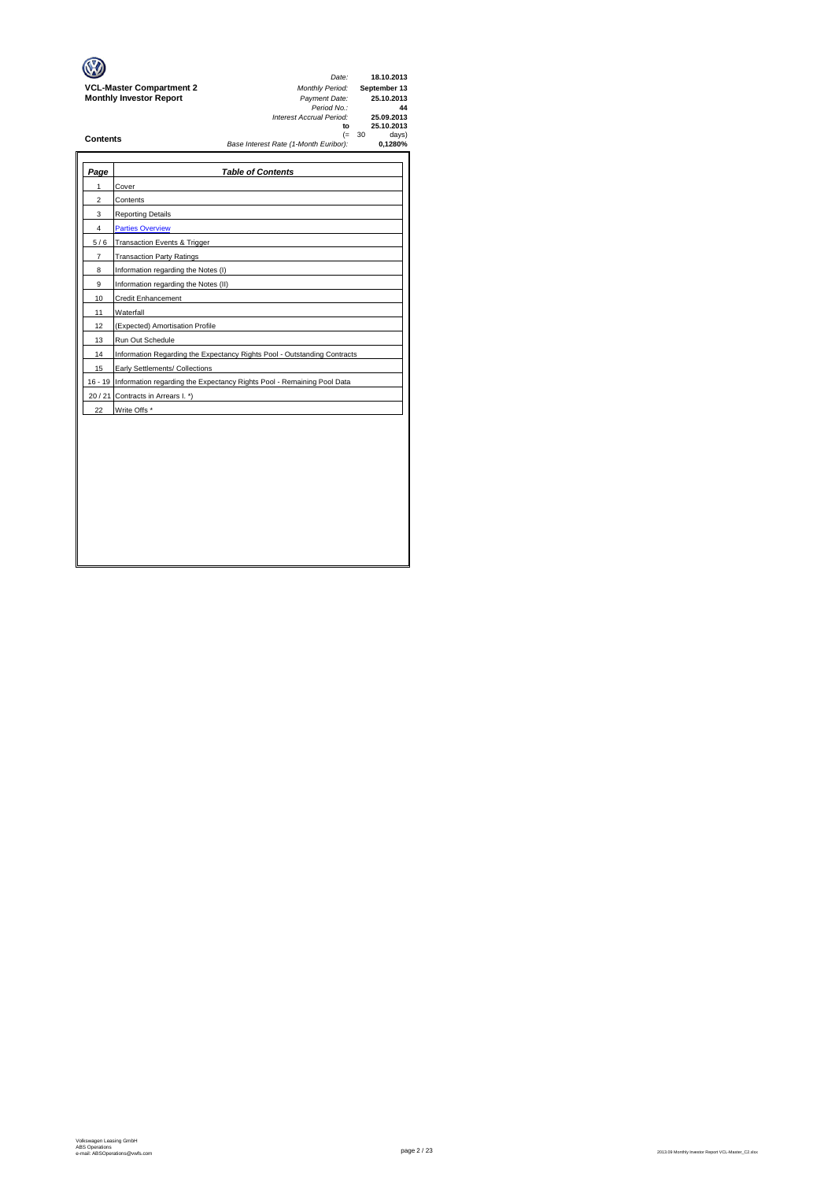**VCL-Master Compartment 2**
**Monthly Investor Report**

| | |
|---|---|
| *Date:* | **18.10.2013** |
| *Monthly Period:* | **September 13** |
| *Payment Date:* | **25.10.2013** |
| *Period No.:* | **44** |
| *Interest Accrual Period:* | **25.09.2013** |
| **to** | **25.10.2013** |
| (= 30 | days) |
| *Base Interest Rate (1-Month Euribor):* | **0,1280%** |

## Contents

| *Page* | *Table of Contents* |
|---|---|
| 1 | Cover |
| 2 | Contents |
| 3 | Reporting Details |
| 4 | Parties Overview |
| 5 / 6 | Transaction Events & Trigger |
| 7 | Transaction Party Ratings |
| 8 | Information regarding the Notes (I) |
| 9 | Information regarding the Notes (II) |
| 10 | Credit Enhancement |
| 11 | Waterfall |
| 12 | (Expected) Amortisation Profile |
| 13 | Run Out Schedule |
| 14 | Information Regarding the Expectancy Rights Pool - Outstanding Contracts |
| 15 | Early Settlements/ Collections |
| 16 - 19 | Information regarding the Expectancy Rights Pool - Remaining Pool Data |
| 20 / 21 | Contracts in Arrears I. *) |
| 22 | Write Offs * |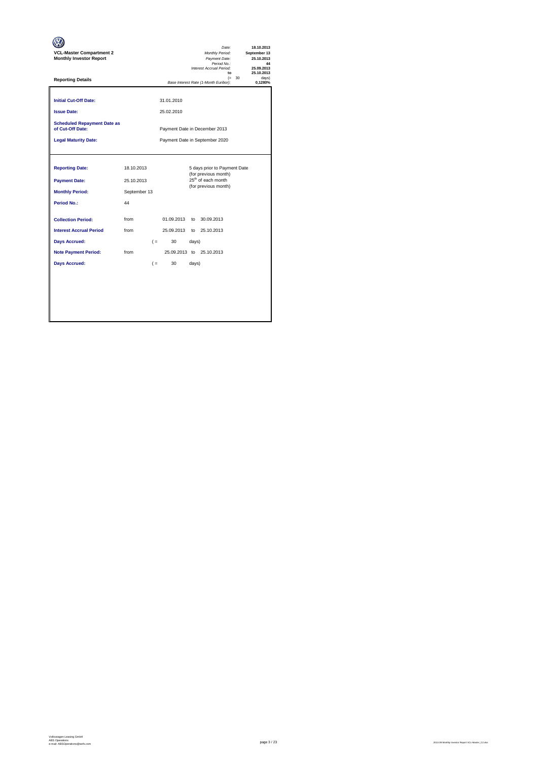**VCL-Master Compartment 2**
**Monthly Investor Report**

| | |
|---|---|
| *Date:* | **18.10.2013** |
| *Monthly Period:* | **September 13** |
| *Payment Date:* | **25.10.2013** |
| *Period No.:* | **44** |
| *Interest Accrual Period:* | **25.09.2013** |
| **to** | **25.10.2013** |
| (= 30 | days) |
| *Base Interest Rate (1-Month Euribor):* | **0,1280%** |

**Reporting Details**

| | |
|---|---|
| **Initial Cut-Off Date:** | 31.01.2010 |
| **Issue Date:** | 25.02.2010 |
| **Scheduled Repayment Date as of Cut-Off Date:** | Payment Date in December 2013 |
| **Legal Maturity Date:** | Payment Date in September 2020 |

| | | | | | |
|---|---|---|---|---|---|
| **Reporting Date:** | 18.10.2013 | | | 5 days prior to Payment Date (for previous month) | |
| **Payment Date:** | 25.10.2013 | | | 25[th] of each month (for previous month) | |
| **Monthly Period:** | September 13 | | | | |
| **Period No.:** | 44 | | | | |
| **Collection Period:** | from | | 01.09.2013 | to | 30.09.2013 |
| **Interest Accrual Period** | from | | 25.09.2013 | to | 25.10.2013 |
| **Days Accrued:** | | ( = | 30 | days) | |
| **Note Payment Period:** | from | | 25.09.2013 | to | 25.10.2013 |
| **Days Accrued:** | | ( = | 30 | days) | |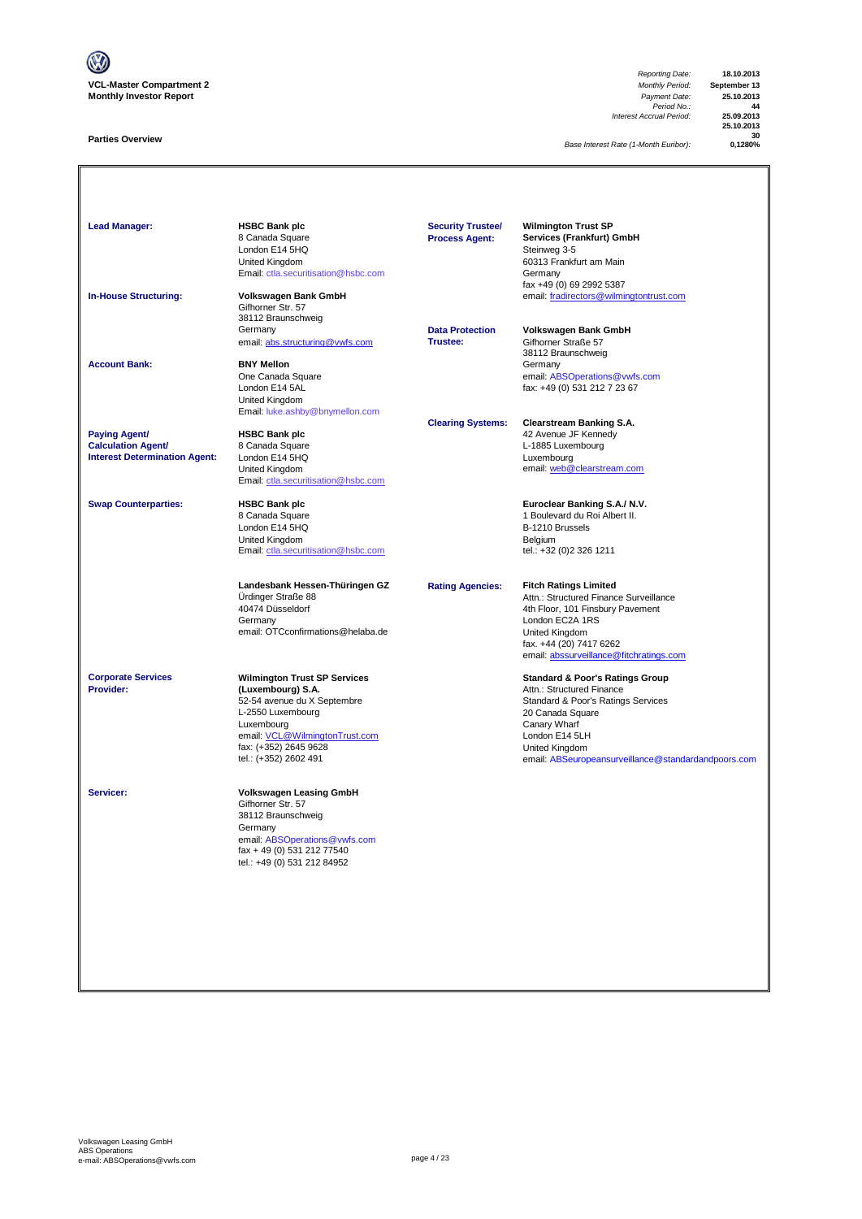**VCL-Master Compartment 2**
**Monthly Investor Report**

| | |
|---|---|
| *Reporting Date:* | **18.10.2013** |
| *Monthly Period:* | **September 13** |
| *Payment Date:* | **25.10.2013** |
| *Period No.:* | **44** |
| *Interest Accrual Period:* | **25.09.2013** |
| | **25.10.2013** |
| | **30** |
| *Base Interest Rate (1-Month Euribor):* | **0,1280%** |

## Parties Overview

| | | | |
|---|---|---|---|
| **Lead Manager:** | **HSBC Bank plc**<br>8 Canada Square<br>London E14 5HQ<br>United Kingdom<br>Email: ctla.securitisation@hsbc.com | **Security Trustee/ Process Agent:** | **Wilmington Trust SP Services (Frankfurt) GmbH**<br>Steinweg 3-5<br>60313 Frankfurt am Main<br>Germany<br>fax +49 (0) 69 2992 5387<br>email: fradirectors@wilmingtontrust.com |
| **In-House Structuring:** | **Volkswagen Bank GmbH**<br>Gifhorner Str. 57<br>38112 Braunschweig<br>Germany<br>email: abs.structuring@vwfs.com | **Data Protection Trustee:** | **Volkswagen Bank GmbH**<br>Gifhorner Straße 57<br>38112 Braunschweig<br>Germany<br>email: ABSOperations@vwfs.com<br>fax: +49 (0) 531 212 7 23 67 |
| **Account Bank:** | **BNY Mellon**<br>One Canada Square<br>London E14 5AL<br>United Kingdom<br>Email: luke.ashby@bnymellon.com | **Clearing Systems:** | **Clearstream Banking S.A.**<br>42 Avenue JF Kennedy<br>L-1885 Luxembourg<br>Luxembourg<br>email: web@clearstream.com |
| **Paying Agent/ Calculation Agent/ Interest Determination Agent:** | **HSBC Bank plc**<br>8 Canada Square<br>London E14 5HQ<br>United Kingdom<br>Email: ctla.securitisation@hsbc.com | | |
| **Swap Counterparties:** | **HSBC Bank plc**<br>8 Canada Square<br>London E14 5HQ<br>United Kingdom<br>Email: ctla.securitisation@hsbc.com | | **Euroclear Banking S.A./ N.V.**<br>1 Boulevard du Roi Albert II.<br>B-1210 Brussels<br>Belgium<br>tel.: +32 (0)2 326 1211 |
| | **Landesbank Hessen-Thüringen GZ**<br>Ürdinger Straße 88<br>40474 Düsseldorf<br>Germany<br>email: OTCconfirmations@helaba.de | **Rating Agencies:** | **Fitch Ratings Limited**<br>Attn.: Structured Finance Surveillance<br>4th Floor, 101 Finsbury Pavement<br>London EC2A 1RS<br>United Kingdom<br>fax. +44 (20) 7417 6262<br>email: abssurveillance@fitchratings.com |
| **Corporate Services Provider:** | **Wilmington Trust SP Services (Luxembourg) S.A.**<br>52-54 avenue du X Septembre<br>L-2550 Luxembourg<br>Luxembourg<br>email: VCL@WilmingtonTrust.com<br>fax: (+352) 2645 9628<br>tel.: (+352) 2602 491 | | **Standard & Poor's Ratings Group**<br>Attn.: Structured Finance<br>Standard & Poor's Ratings Services<br>20 Canada Square<br>Canary Wharf<br>London E14 5LH<br>United Kingdom<br>email: ABSeuropeansurveillance@standardandpoors.com |
| **Servicer:** | **Volkswagen Leasing GmbH**<br>Gifhorner Str. 57<br>38112 Braunschweig<br>Germany<br>email: ABSOperations@vwfs.com<br>fax + 49 (0) 531 212 77540<br>tel.: +49 (0) 531 212 84952 | | |

Volkswagen Leasing GmbH
ABS Operations
e-mail: ABSOperations@vwfs.com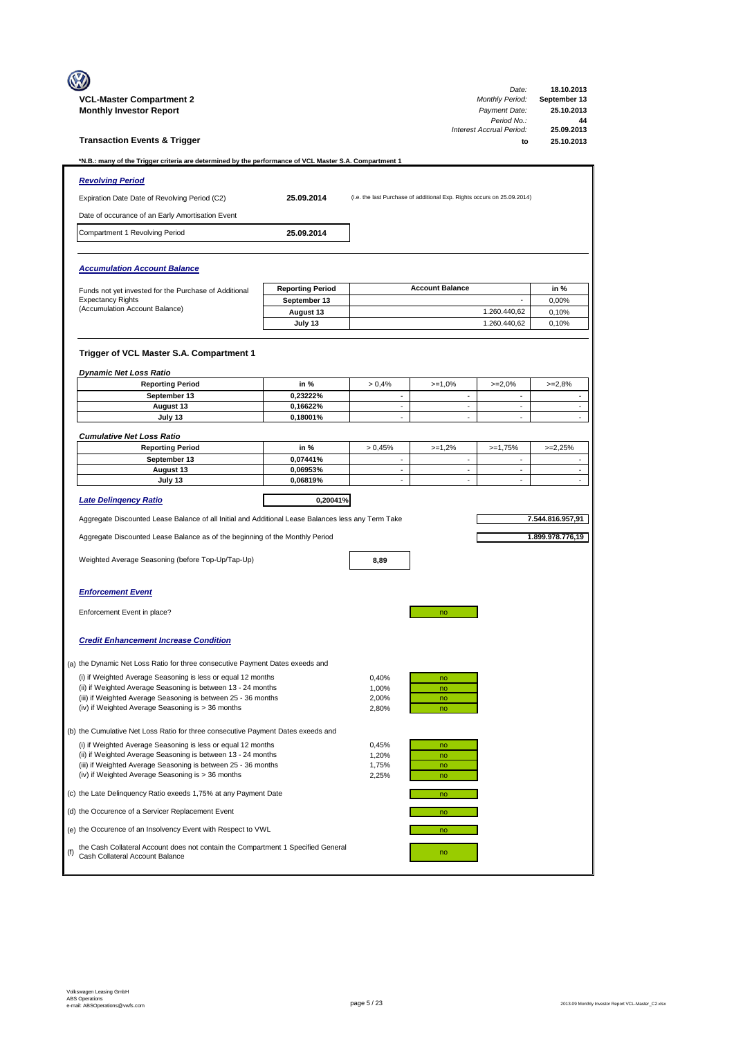**VCL-Master Compartment 2**
**Monthly Investor Report**

| | |
|---|---|
| *Date:* | **18.10.2013** |
| *Monthly Period:* | **September 13** |
| *Payment Date:* | **25.10.2013** |
| *Period No.:* | **44** |
| *Interest Accrual Period:* | **25.09.2013** |
| **to** | **25.10.2013** |

## Transaction Events & Trigger

***N.B.: many of the Trigger criteria are determined by the performance of VCL Master S.A. Compartment 1**

### *Revolving Period*

| | | |
|---|---|---|
| Expiration Date Date of Revolving Period (C2) | **25.09.2014** | (i.e. the last Purchase of additional Exp. Rights occurs on 25.09.2014) |
| Date of occurance of an Early Amortisation Event | | |
| Compartment 1 Revolving Period | **25.09.2014** | |

### *Accumulation Account Balance*

Funds not yet invested for the Purchase of Additional Expectancy Rights (Accumulation Account Balance)

| Reporting Period | Account Balance | in % |
|---|---|---|
| September 13 | - | 0,00% |
| August 13 | 1.260.440,62 | 0,10% |
| July 13 | 1.260.440,62 | 0,10% |

### Trigger of VCL Master S.A. Compartment 1

***Dynamic Net Loss Ratio***

| Reporting Period | in % | > 0,4% | >=1,0% | >=2,0% | >=2,8% |
|---|---|---|---|---|---|
| September 13 | 0,23222% | - | - | - | - |
| August 13 | 0,16622% | - | - | - | - |
| July 13 | 0,18001% | - | - | - | - |

***Cumulative Net Loss Ratio***

| Reporting Period | in % | > 0,45% | >=1,2% | >=1,75% | >=2,25% |
|---|---|---|---|---|---|
| September 13 | 0,07441% | - | - | - | - |
| August 13 | 0,06953% | - | - | - | - |
| July 13 | 0,06819% | - | - | - | - |

***Late Delinqency Ratio*** **0,20041%**

Aggregate Discounted Lease Balance of all Initial and Additional Lease Balances less any Term Take **7.544.816.957,91**

Aggregate Discounted Lease Balance as of the beginning of the Monthly Period **1.899.978.776,19**

Weighted Average Seasoning (before Top-Up/Tap-Up) **8,89**

### *Enforcement Event*

Enforcement Event in place? no

### *Credit Enhancement Increase Condition*

(a) the Dynamic Net Loss Ratio for three consecutive Payment Dates exeeds and

| | | |
|---|---|---|
| (i) if Weighted Average Seasoning is less or equal 12 months | 0,40% | no |
| (ii) if Weighted Average Seasoning is between 13 - 24 months | 1,00% | no |
| (iii) if Weighted Average Seasoning is between 25 - 36 months | 2,00% | no |
| (iv) if Weighted Average Seasoning is > 36 months | 2,80% | no |

(b) the Cumulative Net Loss Ratio for three consecutive Payment Dates exeeds and

| | | |
|---|---|---|
| (i) if Weighted Average Seasoning is less or equal 12 months | 0,45% | no |
| (ii) if Weighted Average Seasoning is between 13 - 24 months | 1,20% | no |
| (iii) if Weighted Average Seasoning is between 25 - 36 months | 1,75% | no |
| (iv) if Weighted Average Seasoning is > 36 months | 2,25% | no |

(c) the Late Delinquency Ratio exeeds 1,75% at any Payment Date — no

(d) the Occurence of a Servicer Replacement Event — no

(e) the Occurence of an Insolvency Event with Respect to VWL — no

(f) the Cash Collateral Account does not contain the Compartment 1 Specified General Cash Collateral Account Balance — no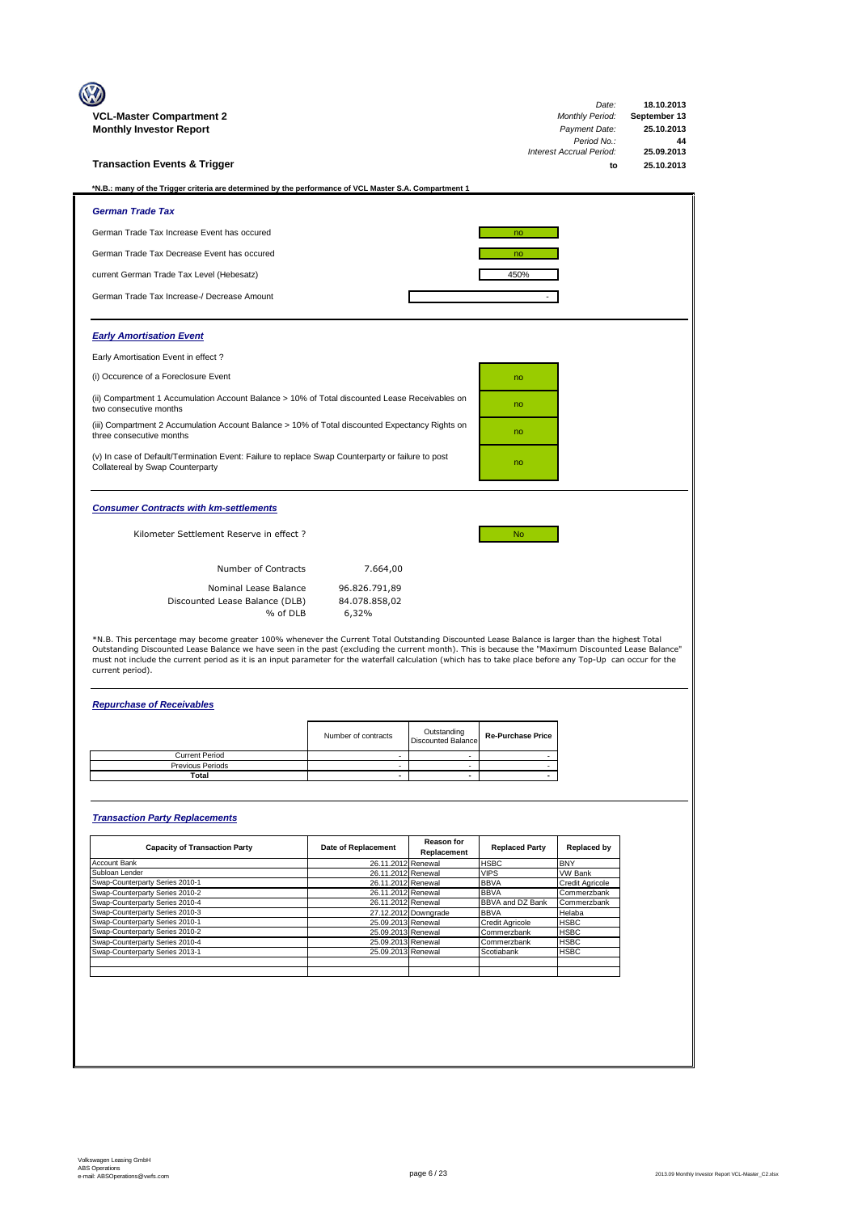**VCL-Master Compartment 2**
**Monthly Investor Report**

| | |
|---|---|
| *Date:* | 18.10.2013 |
| *Monthly Period:* | September 13 |
| *Payment Date:* | 25.10.2013 |
| *Period No.:* | 44 |
| *Interest Accrual Period:* | 25.09.2013 |
| to | 25.10.2013 |

## Transaction Events & Trigger

**\*N.B.: many of the Trigger criteria are determined by the performance of VCL Master S.A. Compartment 1**

### *German Trade Tax*

| | |
|---|---|
| German Trade Tax Increase Event has occured | no |
| German Trade Tax Decrease Event has occured | no |
| current German Trade Tax Level (Hebesatz) | 450% |
| German Trade Tax Increase-/ Decrease Amount | - |

### *Early Amortisation Event*

Early Amortisation Event in effect ?

| | |
|---|---|
| (i) Occurence of a Foreclosure Event | no |
| (ii) Compartment 1 Accumulation Account Balance > 10% of Total discounted Lease Receivables on two consecutive months | no |
| (iii) Compartment 2 Accumulation Account Balance > 10% of Total discounted Expectancy Rights on three consecutive months | no |
| (v) In case of Default/Termination Event: Failure to replace Swap Counterparty or failure to post Collatereal by Swap Counterparty | no |

### *Consumer Contracts with km-settlements*

| | |
|---|---|
| Kilometer Settlement Reserve in effect ? | No |

| | |
|---|---|
| Number of Contracts | 7.664,00 |
| Nominal Lease Balance | 96.826.791,89 |
| Discounted Lease Balance (DLB) | 84.078.858,02 |
| % of DLB | 6,32% |

\*N.B. This percentage may become greater 100% whenever the Current Total Outstanding Discounted Lease Balance is larger than the highest Total Outstanding Discounted Lease Balance we have seen in the past (excluding the current month). This is because the "Maximum Discounted Lease Balance" must not include the current period as it is an input parameter for the waterfall calculation (which has to take place before any Top-Up can occur for the current period).

### *Repurchase of Receivables*

| | Number of contracts | Outstanding Discounted Balance | Re-Purchase Price |
|---|---|---|---|
| Current Period | - | - | - |
| Previous Periods | - | - | - |
| **Total** | **-** | **-** | **-** |

### *Transaction Party Replacements*

| Capacity of Transaction Party | Date of Replacement | Reason for Replacement | Replaced Party | Replaced by |
|---|---|---|---|---|
| Account Bank | 26.11.2012 | Renewal | HSBC | BNY |
| Subloan Lender | 26.11.2012 | Renewal | VIPS | VW Bank |
| Swap-Counterparty Series 2010-1 | 26.11.2012 | Renewal | BBVA | Credit Agricole |
| Swap-Counterparty Series 2010-2 | 26.11.2012 | Renewal | BBVA | Commerzbank |
| Swap-Counterparty Series 2010-4 | 26.11.2012 | Renewal | BBVA and DZ Bank | Commerzbank |
| Swap-Counterparty Series 2010-3 | 27.12.2012 | Downgrade | BBVA | Helaba |
| Swap-Counterparty Series 2010-1 | 25.09.2013 | Renewal | Credit Agricole | HSBC |
| Swap-Counterparty Series 2010-2 | 25.09.2013 | Renewal | Commerzbank | HSBC |
| Swap-Counterparty Series 2010-4 | 25.09.2013 | Renewal | Commerzbank | HSBC |
| Swap-Counterparty Series 2013-1 | 25.09.2013 | Renewal | Scotiabank | HSBC |

Volkswagen Leasing GmbH
ABS Operations
e-mail: ABSOperations@vwfs.com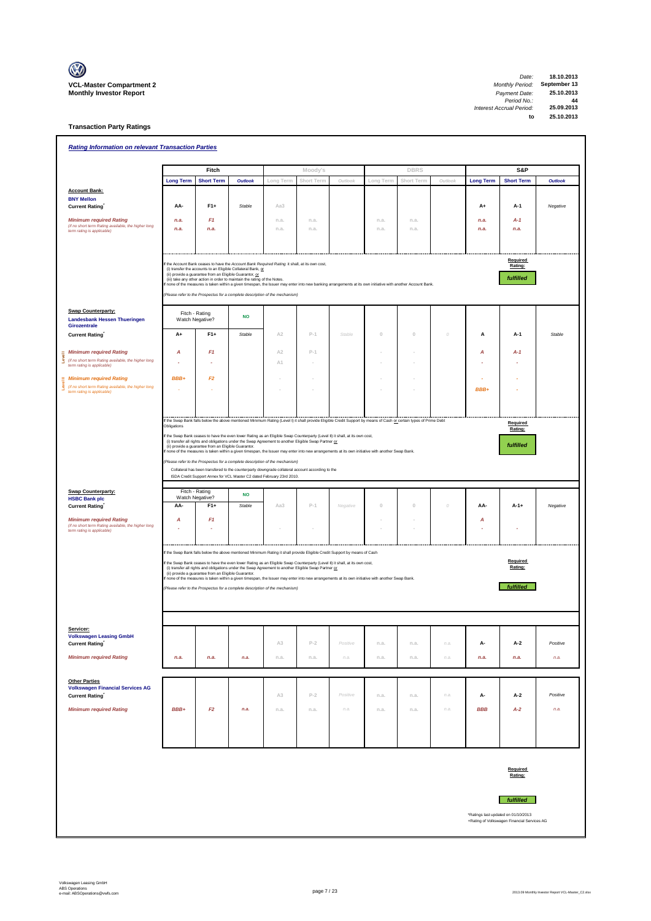**VCL-Master Compartment 2**
**Monthly Investor Report**

| | |
|---|---|
| Date: | 18.10.2013 |
| Monthly Period: | September 13 |
| Payment Date: | 25.10.2013 |
| Period No.: | 44 |
| Interest Accrual Period: | 25.09.2013 |
| to | 25.10.2013 |

## Transaction Party Ratings

### Rating Information on relevant Transaction Parties

| | Fitch | | | Moody's | | | DBRS | | | S&P | | |
|---|---|---|---|---|---|---|---|---|---|---|---|---|
| | Long Term | Short Term | Outlook | Long Term | Short Term | Outlook | Long Term | Short Term | Outlook | Long Term | Short Term | Outlook |
| **Account Bank:** **BNY Mellon** | | | | | | | | | | | | |
| Current Rating* | AA- | F1+ | Stable | Aa3 | | | | | | A+ | A-1 | Negative |
| Minimum required Rating | n.a. | F1 | | n.a. | n.a. | | n.a. | n.a. | | n.a. | A-1 | |
| (if no short term Rating available, the higher long term rating is applicable) | n.a. | n.a. | | n.a. | n.a. | | n.a. | n.a. | | n.a. | n.a. | |

If the Account Bank ceases to have the *Account Bank Required Rating* it shall, at its own cost,
(i) transfer the accounts to an Eligible Collateral Bank, or
(ii) provide a guarantee from an Eligible Guarantor, or
(iii) take any other action in order to maintain the rating of the Notes.
If none of the measures is taken within a given timespan, the Issuer may enter into new banking arrangements at its own initiative with another Account Bank.

*(Please refer to the Prospectus for a complete description of the mechanism)*

Required Rating: **fulfilled**

| | Fitch | | | Moody's | | | DBRS | | | S&P | | |
|---|---|---|---|---|---|---|---|---|---|---|---|---|
| **Swap Counterparty:** **Landesbank Hessen Thueringen Girozentrale** | Fitch - Rating Watch Negative? | | NO | | | | | | | | | |
| Current Rating* | A+ | F1+ | Stable | A2 | P-1 | Stable | 0 | 0 | 0 | A | A-1 | Stable |
| Level I: Minimum required Rating | A | F1 | | A2 | P-1 | | - | - | | A | A-1 | |
| (if no short term Rating available, the higher long term rating is applicable) | - | - | | A1 | - | | - | - | | - | - | |
| Level II: Minimum required Rating | BBB+ | F2 | | - | - | | - | - | | - | - | |
| (if no short term Rating available, the higher long term rating is applicable) | - | - | | - | - | | - | - | | BBB+ | - | |

If the Swap Bank falls below the above mentioned Minimum Rating (Level I) it shall provide Eligible Credit Support by means of Cash or certain types of Prime Debt Obligations

If the Swap Bank ceases to have the even lower Rating as an Eligible Swap Counterparty (Level II) it shall, at its own cost,
(i) transfer all rights and obligations under the Swap Agreement to another Eligible Swap Partner or
(ii) provide a guarantee from an Eligible Guarantor.
If none of the measures is taken within a given timespan, the Issuer may enter into new arrangements at its own initiative with another Swap Bank.

*(Please refer to the Prospectus for a complete description of the mechanism)*

Collateral has been transfered to the counterparty downgrade collateral account according to the ISDA Credit Support Annex for VCL Master C2 dated February 23rd 2010.

Required Rating: **fulfilled**

| | Fitch | | | Moody's | | | DBRS | | | S&P | | |
|---|---|---|---|---|---|---|---|---|---|---|---|---|
| **Swap Counterparty:** **HSBC Bank plc** | Fitch - Rating Watch Negative? | | NO | | | | | | | | | |
| Current Rating* | AA- | F1+ | Stable | Aa3 | P-1 | Negative | 0 | 0 | 0 | AA- | A-1+ | Negative |
| Minimum required Rating | A | F1 | | | | | - | - | | A | | |
| (if no short term Rating available, the higher long term rating is applicable) | - | - | | - | - | | - | - | | - | - | |

If the Swap Bank falls below the above mentioned Minimum Rating it shall provide Eligible Credit Support by means of Cash

If the Swap Bank ceases to have the even lower Rating as an Eligible Swap Counterparty (Level II) it shall, at its own cost,
(i) transfer all rights and obligations under the Swap Agreement to another Eligible Swap Partner or
(ii) provide a guarantee from an Eligible Guarantor.
If none of the measures is taken within a given timespan, the Issuer may enter into new arrangements at its own initiative with another Swap Bank.

*(Please refer to the Prospectus for a complete description of the mechanism)*

Required Rating: **fulfilled**

| | Fitch | | | Moody's | | | DBRS | | | S&P | | |
|---|---|---|---|---|---|---|---|---|---|---|---|---|
| **Servicer:** **Volkswagen Leasing GmbH** | | | | | | | | | | | | |
| Current Rating* | | | | A3 | P-2 | Positive | n.a. | n.a. | n.a. | A- | A-2 | Positive |
| Minimum required Rating | n.a. | n.a. | n.a. | n.a. | n.a. | n.a. | n.a. | n.a. | n.a. | n.a. | n.a. | n.a. |
| **Other Parties** **Volkswagen Financial Services AG** | | | | | | | | | | | | |
| Current Rating+ | | | | A3 | P-2 | Positive | n.a. | n.a. | n.a. | A- | A-2 | Positive |
| Minimum required Rating | BBB+ | F2 | n.a. | n.a. | n.a. | n.a. | n.a. | n.a. | n.a. | BBB | A-2 | n.a. |

Required Rating: **fulfilled**

*Ratings last updated on 01/10/2013
+Rating of Volkswagen Financial Services AG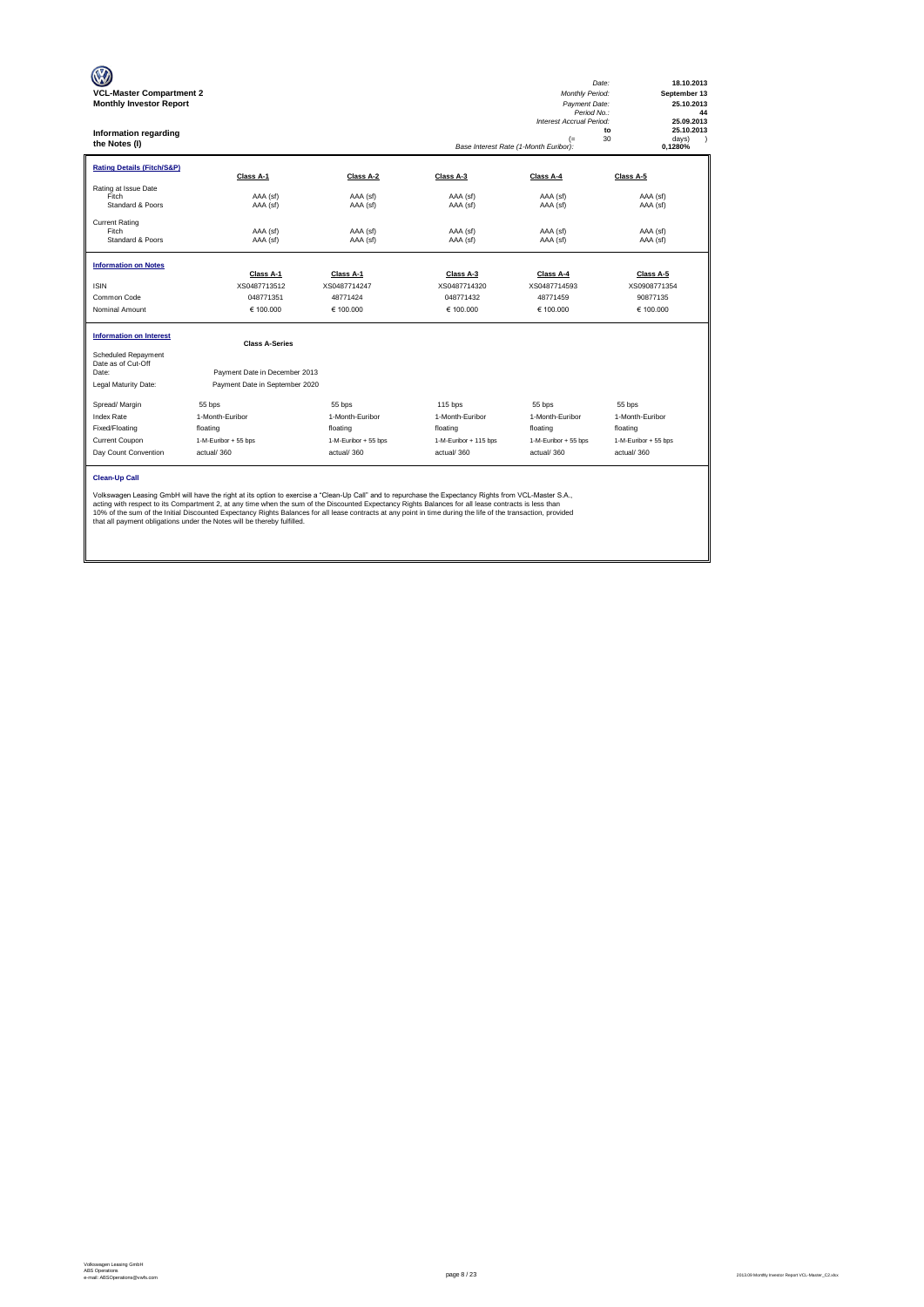**VCL-Master Compartment 2**
**Monthly Investor Report**

| | |
|---|---|
| *Date:* | **18.10.2013** |
| *Monthly Period:* | **September 13** |
| *Payment Date:* | **25.10.2013** |
| *Period No.:* | **44** |
| *Interest Accrual Period:* | **25.09.2013** |
| **to** | **25.10.2013** |
| (= 30 | days) ) |
| *Base Interest Rate (1-Month Euribor):* | **0,1280%** |

## Information regarding the Notes (I)

### Rating Details (Fitch/S&P)

| | Class A-1 | Class A-2 | Class A-3 | Class A-4 | Class A-5 |
|---|---|---|---|---|---|
| Rating at Issue Date | | | | | |
| Fitch | AAA (sf) | AAA (sf) | AAA (sf) | AAA (sf) | AAA (sf) |
| Standard & Poors | AAA (sf) | AAA (sf) | AAA (sf) | AAA (sf) | AAA (sf) |
| Current Rating | | | | | |
| Fitch | AAA (sf) | AAA (sf) | AAA (sf) | AAA (sf) | AAA (sf) |
| Standard & Poors | AAA (sf) | AAA (sf) | AAA (sf) | AAA (sf) | AAA (sf) |

### Information on Notes

| | Class A-1 | Class A-1 | Class A-3 | Class A-4 | Class A-5 |
|---|---|---|---|---|---|
| ISIN | XS0487713512 | XS0487714247 | XS0487714320 | XS0487714593 | XS0908771354 |
| Common Code | 048771351 | 48771424 | 048771432 | 48771459 | 90877135 |
| Nominal Amount | € 100.000 | € 100.000 | € 100.000 | € 100.000 | € 100.000 |

### Information on Interest

| | Class A-Series | | | | |
|---|---|---|---|---|---|
| Scheduled Repayment Date as of Cut-Off Date: | Payment Date in December 2013 | | | | |
| Legal Maturity Date: | Payment Date in September 2020 | | | | |
| Spread/ Margin | 55 bps | 55 bps | 115 bps | 55 bps | 55 bps |
| Index Rate | 1-Month-Euribor | 1-Month-Euribor | 1-Month-Euribor | 1-Month-Euribor | 1-Month-Euribor |
| Fixed/Floating | floating | floating | floating | floating | floating |
| Current Coupon | 1-M-Euribor + 55 bps | 1-M-Euribor + 55 bps | 1-M-Euribor + 115 bps | 1-M-Euribor + 55 bps | 1-M-Euribor + 55 bps |
| Day Count Convention | actual/ 360 | actual/ 360 | actual/ 360 | actual/ 360 | actual/ 360 |

### Clean-Up Call

Volkswagen Leasing GmbH will have the right at its option to exercise a "Clean-Up Call" and to repurchase the Expectancy Rights from VCL-Master S.A., acting with respect to its Compartment 2, at any time when the sum of the Discounted Expectancy Rights Balances for all lease contracts is less than 10% of the sum of the Initial Discounted Expectancy Rights Balances for all lease contracts at any point in time during the life of the transaction, provided that all payment obligations under the Notes will be thereby fulfilled.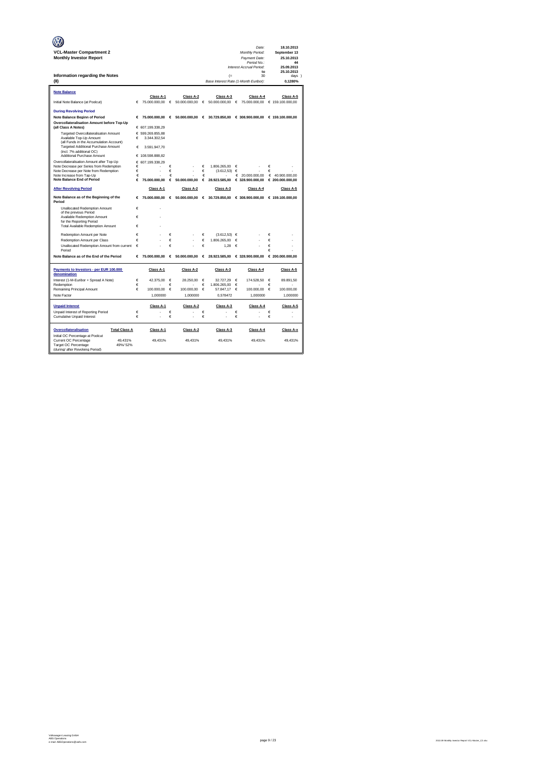**VCL-Master Compartment 2**
**Monthly Investor Report**

| | |
|---|---|
| *Date:* | **18.10.2013** |
| *Monthly Period:* | **September 13** |
| *Payment Date:* | **25.10.2013** |
| *Period No.:* | **44** |
| *Interest Accrual Period:* | **25.09.2013** |
| **to** | **25.10.2013** |
| (= 30 | days ) |
| *Base Interest Rate (1-Month Euribor):* | **0,1280%** |

## Information regarding the Notes
## (II)

### Note Balance

| | Class A-1 | Class A-2 | Class A-3 | Class A-4 | Class A-5 |
|---|---|---|---|---|---|
| Initial Note Balance (at Poolcut) | € 75.000.000,00 | € 50.000.000,00 | € 50.000.000,00 | € 75.000.000,00 | € 159.100.000,00 |
| **During Revolving Period** | | | | | |
| **Note Balance Beginn of Period** | € 75.000.000,00 | € 50.000.000,00 | € 30.729.850,00 | € 308.900.000,00 | € 159.100.000,00 |
| **Overcollateralisation Amount before Top-Up (all Class A Notes)** | € 607.199.338,29 | | | | |
| Targeted Overcollateralisation Amount | € 599.269.855,88 | | | | |
| Available Top-Up Amount (all Funds in the Accumulation Account) | € 3.344.302,54 | | | | |
| Targeted Additional Purchase Amount (incl. 7% additional OC) | € 3.591.947,70 | | | | |
| Additional Purchase Amount | € 108.598.888,82 | | | | |
| Overcollateralisation Amount after Top-Up | € 607.199.338,29 | | | | |
| Note Decrease per Series from Redemption | € - | € - | € 1.806.265,00 | € - | € - |
| Note Decrease per Note from Redemption | € - | € - | € (3.612,53) | € - | € - |
| Note Increase from Tap-Up | € - | € - | € - | € 20.000.000,00 | € 40.900.000,00 |
| **Note Balance End of Period** | € 75.000.000,00 | € 50.000.000,00 | € 28.923.585,00 | € 328.900.000,00 | € 200.000.000,00 |

| **After Revolving Period** | Class A-1 | Class A-2 | Class A-3 | Class A-4 | Class A-5 |
|---|---|---|---|---|---|
| **Note Balance as of the Beginning of the Period** | € 75.000.000,00 | € 50.000.000,00 | € 30.729.850,00 | € 308.900.000,00 | € 159.100.000,00 |
| Unallocated Redemption Amount of the previous Period | € - | | | | |
| Available Redemption Amount for the Reporting Period | € - | | | | |
| Total Available Redemption Amount | € - | | | | |
| Redemption Amount per Note | € - | € - | € (3.612,53) | € - | € - |
| Redemption Amount per Class | € - | € - | € 1.806.265,00 | € - | € - |
| Unallocated Redemption Amount from current Period | € - | € - | € 1,28 | € - | € - |
| **Note Balance as of the End of the Period** | € 75.000.000,00 | € 50.000.000,00 | € 28.923.585,00 | € 328.900.000,00 | € 200.000.000,00 |

| **Payments to Investors - per EUR 100.000 denomination** | Class A-1 | Class A-2 | Class A-3 | Class A-4 | Class A-5 |
|---|---|---|---|---|---|
| Interest (1-M-Euribor + Spread A Note) | € 42.375,00 | € 28.250,00 | € 32.727,29 | € 174.528,50 | € 89.891,50 |
| Redemption | € - | € - | € 1.806.265,00 | € - | € - |
| Remaining Principal Amount | € 100.000,00 | € 100.000,00 | € 57.847,17 | € 100.000,00 | € 100.000,00 |
| Note Factor | 1,000000 | 1,000000 | 0,578472 | 1,000000 | 1,000000 |

| **Unpaid Interest** | Class A-1 | Class A-2 | Class A-3 | Class A-4 | Class A-5 |
|---|---|---|---|---|---|
| Unpaid Interest of Reporting Period | € - | € - | € - | € - | € - |
| Cumulative Unpaid Interest | € - | € - | € - | € - | € - |

| **Overcollateralisation** | **Total Class A** | Class A-1 | Class A-2 | Class A-3 | Class A-4 | Class A-x |
|---|---|---|---|---|---|---|
| Initial OC Percentage at Poolcut | | | | | | |
| Current OC Percentage | 49,431% | 49,431% | 49,431% | 49,431% | 49,431% | 49,431% |
| Target OC Percentage (during/ after Revolving Period) | 49%/ 52% | | | | | |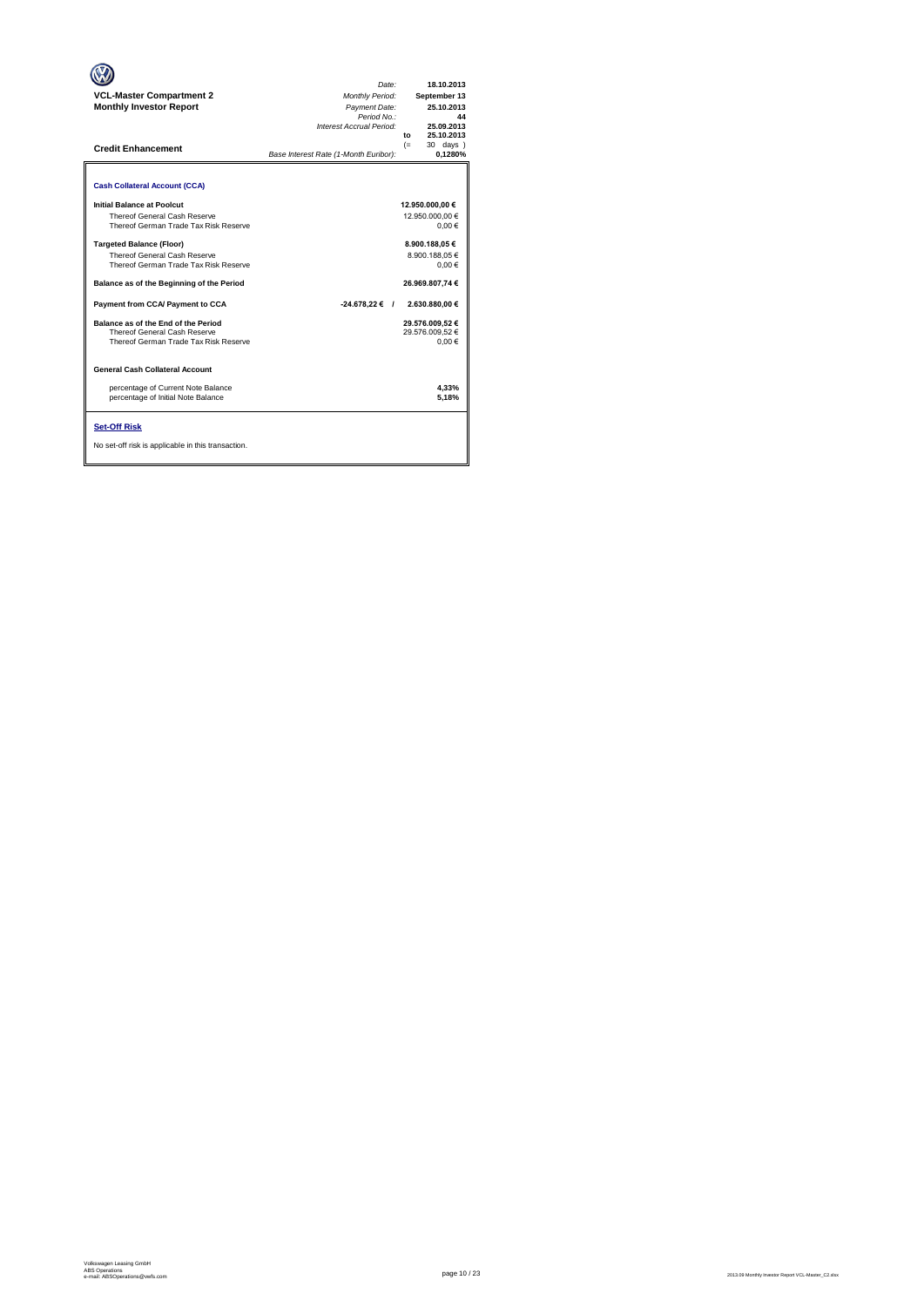**VCL-Master Compartment 2**
**Monthly Investor Report**

| | |
|---|---|
| *Date:* | 18.10.2013 |
| *Monthly Period:* | September 13 |
| *Payment Date:* | 25.10.2013 |
| *Period No.:* | 44 |
| *Interest Accrual Period:* | 25.09.2013 to 25.10.2013 (= 30 days ) |
| *Base Interest Rate (1-Month Euribor):* | 0,1280% |

## Credit Enhancement

### Cash Collateral Account (CCA)

| | | |
|---|---|---|
| **Initial Balance at Poolcut** | | **12.950.000,00 €** |
| Thereof General Cash Reserve | | 12.950.000,00 € |
| Thereof German Trade Tax Risk Reserve | | 0,00 € |
| **Targeted Balance (Floor)** | | **8.900.188,05 €** |
| Thereof General Cash Reserve | | 8.900.188,05 € |
| Thereof German Trade Tax Risk Reserve | | 0,00 € |
| **Balance as of the Beginning of the Period** | | **26.969.807,74 €** |
| **Payment from CCA/ Payment to CCA** | **-24.678,22 € /** | **2.630.880,00 €** |
| **Balance as of the End of the Period** | | **29.576.009,52 €** |
| Thereof General Cash Reserve | | 29.576.009,52 € |
| Thereof German Trade Tax Risk Reserve | | 0,00 € |

### General Cash Collateral Account

| | |
|---|---|
| percentage of Current Note Balance | **4,33%** |
| percentage of Initial Note Balance | **5,18%** |

### Set-Off Risk

No set-off risk is applicable in this transaction.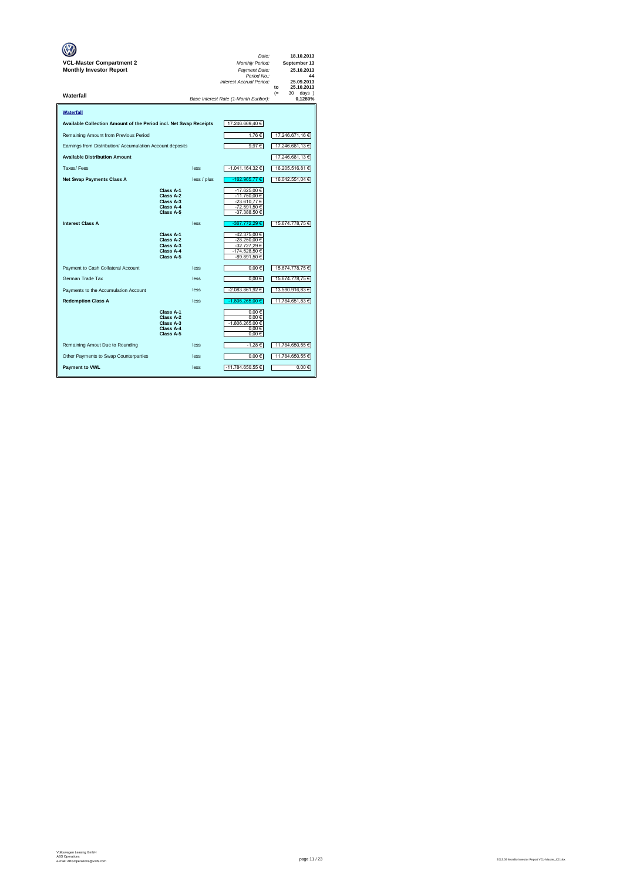**VCL-Master Compartment 2**
**Monthly Investor Report**

| | |
|---|---|
| *Date:* | **18.10.2013** |
| *Monthly Period:* | **September 13** |
| *Payment Date:* | **25.10.2013** |
| *Period No.:* | **44** |
| *Interest Accrual Period:* | **25.09.2013** |
| to | **25.10.2013** |
| (= | 30 days ) |
| *Base Interest Rate (1-Month Euribor):* | **0,1280%** |

## Waterfall

**Waterfall**

| | | | | |
|---|---|---|---|---|
| **Available Collection Amount of the Period incl. Net Swap Receipts** | | | 17.246.669,40 € | |
| Remaining Amount from Previous Period | | | 1,76 € | 17.246.671,16 € |
| Earnings from Distribution/ Accumulation Account deposits | | | 9,97 € | 17.246.681,13 € |
| **Available Distribution Amount** | | | | 17.246.681,13 € |
| Taxes/ Fees | | less | -1.041.164,32 € | 16.205.516,81 € |
| **Net Swap Payments Class A** | | less / plus | -162.965,77 € | 16.042.551,04 € |
| | **Class A-1** | | -17.625,00 € | |
| | **Class A-2** | | -11.750,00 € | |
| | **Class A-3** | | -23.610,77 € | |
| | **Class A-4** | | -72.591,50 € | |
| | **Class A-5** | | -37.388,50 € | |
| **Interest Class A** | | less | -367.772,29 € | 15.674.778,75 € |
| | **Class A-1** | | -42.375,00 € | |
| | **Class A-2** | | -28.250,00 € | |
| | **Class A-3** | | -32.727,29 € | |
| | **Class A-4** | | -174.528,50 € | |
| | **Class A-5** | | -89.891,50 € | |
| Payment to Cash Collateral Account | | less | 0,00 € | 15.674.778,75 € |
| German Trade Tax | | less | 0,00 € | 15.674.778,75 € |
| Payments to the Accumulation Account | | less | -2.083.861,92 € | 13.590.916,83 € |
| **Redemption Class A** | | less | -1.806.265,00 € | 11.784.651,83 € |
| | **Class A-1** | | 0,00 € | |
| | **Class A-2** | | 0,00 € | |
| | **Class A-3** | | -1.806.265,00 € | |
| | **Class A-4** | | 0,00 € | |
| | **Class A-5** | | 0,00 € | |
| Remaining Amout Due to Rounding | | less | -1,28 € | 11.784.650,55 € |
| Other Payments to Swap Counterparties | | less | 0,00 € | 11.784.650,55 € |
| **Payment to VWL** | | less | -11.784.650,55 € | 0,00 € |

Volkswagen Leasing GmbH
ABS Operations
e-mail: ABSOperations@vwfs.com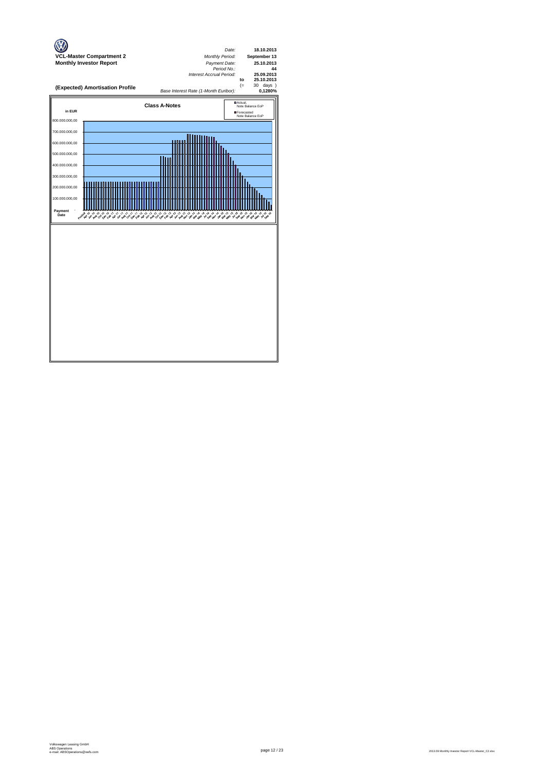**VCL-Master Compartment 2**
**Monthly Investor Report**

| | | |
|---|---|---|
| *Date:* | | **18.10.2013** |
| *Monthly Period:* | | **September 13** |
| *Payment Date:* | | **25.10.2013** |
| *Period No.:* | | **44** |
| *Interest Accrual Period:* | | **25.09.2013** |
| | to | **25.10.2013** |
| | (= | 30 days ) |
| *Base Interest Rate (1-Month Euribor):* | | **0,1280%** |

## (Expected) Amortisation Profile

**Class A-Notes**

in EUR

- Actual, Note Balance EoP
- Forecasted Note Balance EoP

800.000.000,00
700.000.000,00
600.000.000,00
500.000.000,00
400.000.000,00
300.000.000,00
200.000.000,00
100.000.000,00
Payment Date -

Volkswagen Leasing GmbH
ABS Operations
e-mail: ABSOperations@vwfs.com

2013.09 Monthly Investor Report VCL-Master_C2.xlsx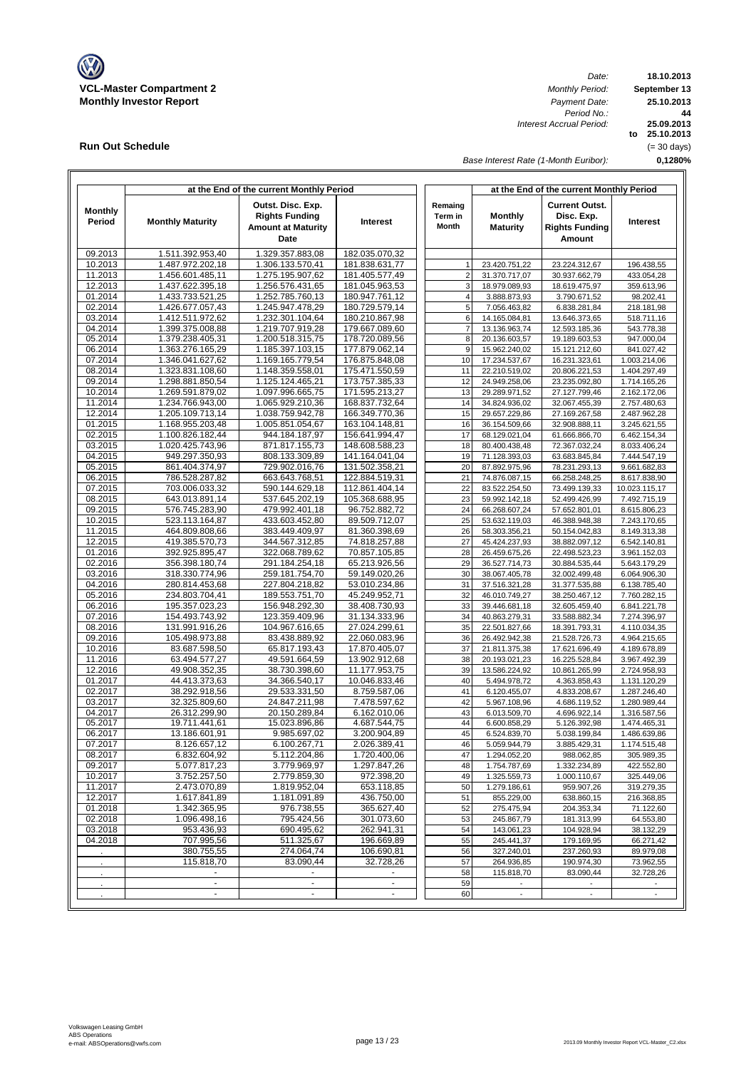**VCL-Master Compartment 2**
**Monthly Investor Report**

| | |
|---|---|
| *Date:* | **18.10.2013** |
| *Monthly Period:* | **September 13** |
| *Payment Date:* | **25.10.2013** |
| *Period No.:* | **44** |
| *Interest Accrual Period:* | **25.09.2013 to 25.10.2013** |
| | (= 30 days) |
| *Base Interest Rate (1-Month Euribor):* | **0,1280%** |

## Run Out Schedule

| at the End of the current Monthly Period | | | | | at the End of the current Monthly Period | | |
|---|---|---|---|---|---|---|---|
| **Monthly Period** | **Monthly Maturity** | **Outst. Disc. Exp. Rights Funding Amount at Maturity Date** | **Interest** | **Remaing Term in Month** | **Monthly Maturity** | **Current Outst. Disc. Exp. Rights Funding Amount** | **Interest** |
| 09.2013 | 1.511.392.953,40 | 1.329.357.883,08 | 182.035.070,32 | | | | |
| 10.2013 | 1.487.972.202,18 | 1.306.133.570,41 | 181.838.631,77 | 1 | 23.420.751,22 | 23.224.312,67 | 196.438,55 |
| 11.2013 | 1.456.601.485,11 | 1.275.195.907,62 | 181.405.577,49 | 2 | 31.370.717,07 | 30.937.662,79 | 433.054,28 |
| 12.2013 | 1.437.622.395,18 | 1.256.576.431,65 | 181.045.963,53 | 3 | 18.979.089,93 | 18.619.475,97 | 359.613,96 |
| 01.2014 | 1.433.733.521,25 | 1.252.785.760,13 | 180.947.761,12 | 4 | 3.888.873,93 | 3.790.671,52 | 98.202,41 |
| 02.2014 | 1.426.677.057,43 | 1.245.947.478,29 | 180.729.579,14 | 5 | 7.056.463,82 | 6.838.281,84 | 218.181,98 |
| 03.2014 | 1.412.511.972,62 | 1.232.301.104,64 | 180.210.867,98 | 6 | 14.165.084,81 | 13.646.373,65 | 518.711,16 |
| 04.2014 | 1.399.375.008,88 | 1.219.707.919,28 | 179.667.089,60 | 7 | 13.136.963,74 | 12.593.185,36 | 543.778,38 |
| 05.2014 | 1.379.238.405,31 | 1.200.518.315,75 | 178.720.089,56 | 8 | 20.136.603,57 | 19.189.603,53 | 947.000,04 |
| 06.2014 | 1.363.276.165,29 | 1.185.397.103,15 | 177.879.062,14 | 9 | 15.962.240,02 | 15.121.212,60 | 841.027,42 |
| 07.2014 | 1.346.041.627,62 | 1.169.165.779,54 | 176.875.848,08 | 10 | 17.234.537,67 | 16.231.323,61 | 1.003.214,06 |
| 08.2014 | 1.323.831.108,60 | 1.148.359.558,01 | 175.471.550,59 | 11 | 22.210.519,02 | 20.806.221,53 | 1.404.297,49 |
| 09.2014 | 1.298.881.850,54 | 1.125.124.465,21 | 173.757.385,33 | 12 | 24.949.258,06 | 23.235.092,80 | 1.714.165,26 |
| 10.2014 | 1.269.591.879,02 | 1.097.996.665,75 | 171.595.213,27 | 13 | 29.289.971,52 | 27.127.799,46 | 2.162.172,06 |
| 11.2014 | 1.234.766.943,00 | 1.065.929.210,36 | 168.837.732,64 | 14 | 34.824.936,02 | 32.067.455,39 | 2.757.480,63 |
| 12.2014 | 1.205.109.713,14 | 1.038.759.942,78 | 166.349.770,36 | 15 | 29.657.229,86 | 27.169.267,58 | 2.487.962,28 |
| 01.2015 | 1.168.955.203,48 | 1.005.851.054,67 | 163.104.148,81 | 16 | 36.154.509,66 | 32.908.888,11 | 3.245.621,55 |
| 02.2015 | 1.100.826.182,44 | 944.184.187,97 | 156.641.994,47 | 17 | 68.129.021,04 | 61.666.866,70 | 6.462.154,34 |
| 03.2015 | 1.020.425.743,96 | 871.817.155,73 | 148.608.588,23 | 18 | 80.400.438,48 | 72.367.032,24 | 8.033.406,24 |
| 04.2015 | 949.297.350,93 | 808.133.309,89 | 141.164.041,04 | 19 | 71.128.393,03 | 63.683.845,84 | 7.444.547,19 |
| 05.2015 | 861.404.374,97 | 729.902.016,76 | 131.502.358,21 | 20 | 87.892.975,96 | 78.231.293,13 | 9.661.682,83 |
| 06.2015 | 786.528.287,82 | 663.643.768,51 | 122.884.519,31 | 21 | 74.876.087,15 | 66.258.248,25 | 8.617.838,90 |
| 07.2015 | 703.006.033,32 | 590.144.629,18 | 112.861.404,14 | 22 | 83.522.254,50 | 73.499.139,33 | 10.023.115,17 |
| 08.2015 | 643.013.891,14 | 537.645.202,19 | 105.368.688,95 | 23 | 59.992.142,18 | 52.499.426,99 | 7.492.715,19 |
| 09.2015 | 576.745.283,90 | 479.992.401,18 | 96.752.882,72 | 24 | 66.268.607,24 | 57.652.801,01 | 8.615.806,23 |
| 10.2015 | 523.113.164,87 | 433.603.452,80 | 89.509.712,07 | 25 | 53.632.119,03 | 46.388.948,38 | 7.243.170,65 |
| 11.2015 | 464.809.808,66 | 383.449.409,97 | 81.360.398,69 | 26 | 58.303.356,21 | 50.154.042,83 | 8.149.313,38 |
| 12.2015 | 419.385.570,73 | 344.567.312,85 | 74.818.257,88 | 27 | 45.424.237,93 | 38.882.097,12 | 6.542.140,81 |
| 01.2016 | 392.925.895,47 | 322.068.789,62 | 70.857.105,85 | 28 | 26.459.675,26 | 22.498.523,23 | 3.961.152,03 |
| 02.2016 | 356.398.180,74 | 291.184.254,18 | 65.213.926,56 | 29 | 36.527.714,73 | 30.884.535,44 | 5.643.179,29 |
| 03.2016 | 318.330.774,96 | 259.181.754,70 | 59.149.020,26 | 30 | 38.067.405,78 | 32.002.499,48 | 6.064.906,30 |
| 04.2016 | 280.814.453,68 | 227.804.218,82 | 53.010.234,86 | 31 | 37.516.321,28 | 31.377.535,88 | 6.138.785,40 |
| 05.2016 | 234.803.704,41 | 189.553.751,70 | 45.249.952,71 | 32 | 46.010.749,27 | 38.250.467,12 | 7.760.282,15 |
| 06.2016 | 195.357.023,23 | 156.948.292,30 | 38.408.730,93 | 33 | 39.446.681,18 | 32.605.459,40 | 6.841.221,78 |
| 07.2016 | 154.493.743,92 | 123.359.409,96 | 31.134.333,96 | 34 | 40.863.279,31 | 33.588.882,34 | 7.274.396,97 |
| 08.2016 | 131.991.916,26 | 104.967.616,65 | 27.024.299,61 | 35 | 22.501.827,66 | 18.391.793,31 | 4.110.034,35 |
| 09.2016 | 105.498.973,88 | 83.438.889,92 | 22.060.083,96 | 36 | 26.492.942,38 | 21.528.726,73 | 4.964.215,65 |
| 10.2016 | 83.687.598,50 | 65.817.193,43 | 17.870.405,07 | 37 | 21.811.375,38 | 17.621.696,49 | 4.189.678,89 |
| 11.2016 | 63.494.577,27 | 49.591.664,59 | 13.902.912,68 | 38 | 20.193.021,23 | 16.225.528,84 | 3.967.492,39 |
| 12.2016 | 49.908.352,35 | 38.730.398,60 | 11.177.953,75 | 39 | 13.586.224,92 | 10.861.265,99 | 2.724.958,93 |
| 01.2017 | 44.413.373,63 | 34.366.540,17 | 10.046.833,46 | 40 | 5.494.978,72 | 4.363.858,43 | 1.131.120,29 |
| 02.2017 | 38.292.918,56 | 29.533.331,50 | 8.759.587,06 | 41 | 6.120.455,07 | 4.833.208,67 | 1.287.246,40 |
| 03.2017 | 32.325.809,60 | 24.847.211,98 | 7.478.597,62 | 42 | 5.967.108,96 | 4.686.119,52 | 1.280.989,44 |
| 04.2017 | 26.312.299,90 | 20.150.289,84 | 6.162.010,06 | 43 | 6.013.509,70 | 4.696.922,14 | 1.316.587,56 |
| 05.2017 | 19.711.441,61 | 15.023.896,86 | 4.687.544,75 | 44 | 6.600.858,29 | 5.126.392,98 | 1.474.465,31 |
| 06.2017 | 13.186.601,91 | 9.985.697,02 | 3.200.904,89 | 45 | 6.524.839,70 | 5.038.199,84 | 1.486.639,86 |
| 07.2017 | 8.126.657,12 | 6.100.267,71 | 2.026.389,41 | 46 | 5.059.944,79 | 3.885.429,31 | 1.174.515,48 |
| 08.2017 | 6.832.604,92 | 5.112.204,86 | 1.720.400,06 | 47 | 1.294.052,20 | 988.062,85 | 305.989,35 |
| 09.2017 | 5.077.817,23 | 3.779.969,97 | 1.297.847,26 | 48 | 1.754.787,69 | 1.332.234,89 | 422.552,80 |
| 10.2017 | 3.752.257,50 | 2.779.859,30 | 972.398,20 | 49 | 1.325.559,73 | 1.000.110,67 | 325.449,06 |
| 11.2017 | 2.473.070,89 | 1.819.952,04 | 653.118,85 | 50 | 1.279.186,61 | 959.907,26 | 319.279,35 |
| 12.2017 | 1.617.841,89 | 1.181.091,89 | 436.750,00 | 51 | 855.229,00 | 638.860,15 | 216.368,85 |
| 01.2018 | 1.342.365,95 | 976.738,55 | 365.627,40 | 52 | 275.475,94 | 204.353,34 | 71.122,60 |
| 02.2018 | 1.096.498,16 | 795.424,56 | 301.073,60 | 53 | 245.867,79 | 181.313,99 | 64.553,80 |
| 03.2018 | 953.436,93 | 690.495,62 | 262.941,31 | 54 | 143.061,23 | 104.928,94 | 38.132,29 |
| 04.2018 | 707.995,56 | 511.325,67 | 196.669,89 | 55 | 245.441,37 | 179.169,95 | 66.271,42 |
| . | 380.755,55 | 274.064,74 | 106.690,81 | 56 | 327.240,01 | 237.260,93 | 89.979,08 |
| . | 115.818,70 | 83.090,44 | 32.728,26 | 57 | 264.936,85 | 190.974,30 | 73.962,55 |
| . | - | - | - | 58 | 115.818,70 | 83.090,44 | 32.728,26 |
| . | - | - | - | 59 | - | - | - |
| . | - | - | - | 60 | - | - | - |

Volkswagen Leasing GmbH
ABS Operations
e-mail: ABSOperations@vwfs.com

2013.09 Monthly Investor Report VCL-Master_C2.xlsx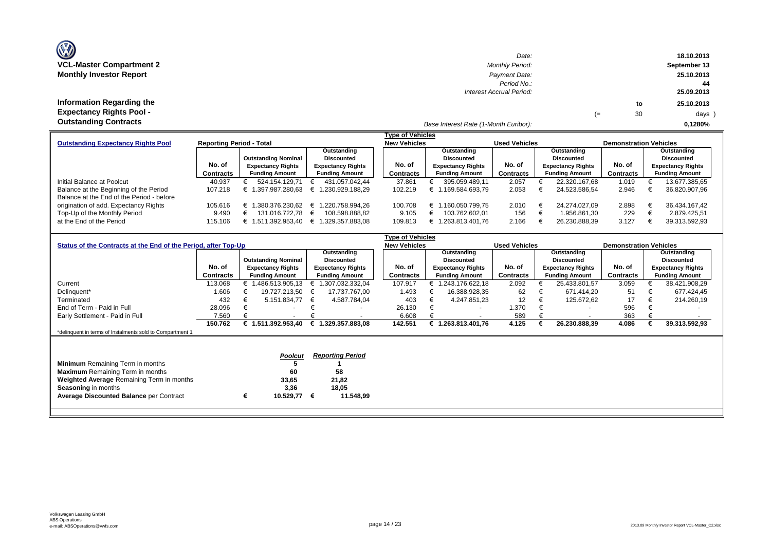**VCL-Master Compartment 2**
**Monthly Investor Report**

| | |
|---|---|
| Date: | 18.10.2013 |
| Monthly Period: | September 13 |
| Payment Date: | 25.10.2013 |
| Period No.: | 44 |
| Interest Accrual Period: | 25.09.2013 to 25.10.2013 (= 30 days ) |
| Base Interest Rate (1-Month Euribor): | 0,1280% |

## Information Regarding the Expectancy Rights Pool - Outstanding Contracts

| Outstanding Expectancy Rights Pool | Reporting Period - Total | | | New Vehicles | | Used Vehicles | | Demonstration Vehicles | |
|---|---|---|---|---|---|---|---|---|---|
| | No. of Contracts | Outstanding Nominal Expectancy Rights Funding Amount | Outstanding Discounted Expectancy Rights Funding Amount | No. of Contracts | Outstanding Discounted Expectancy Rights Funding Amount | No. of Contracts | Outstanding Discounted Expectancy Rights Funding Amount | No. of Contracts | Outstanding Discounted Expectancy Rights Funding Amount |
| Initial Balance at Poolcut | 40.937 | € 524.154.129,71 | € 431.057.042,44 | 37.861 | € 395.059.489,11 | 2.057 | € 22.320.167,68 | 1.019 | € 13.677.385,65 |
| Balance at the Beginning of the Period | 107.218 | € 1.397.987.280,63 | € 1.230.929.188,29 | 102.219 | € 1.169.584.693,79 | 2.053 | € 24.523.586,54 | 2.946 | € 36.820.907,96 |
| Balance at the End of the Period - before origination of add. Expectancy Rights | 105.616 | € 1.380.376.230,62 | € 1.220.758.994,26 | 100.708 | € 1.160.050.799,75 | 2.010 | € 24.274.027,09 | 2.898 | € 36.434.167,42 |
| Top-Up of the Monthly Period | 9.490 | € 131.016.722,78 | € 108.598.888,82 | 9.105 | € 103.762.602,01 | 156 | € 1.956.861,30 | 229 | € 2.879.425,51 |
| at the End of the Period | 115.106 | € 1.511.392.953,40 | € 1.329.357.883,08 | 109.813 | € 1.263.813.401,76 | 2.166 | € 26.230.888,39 | 3.127 | € 39.313.592,93 |

| Status of the Contracts at the End of the Period, after Top-Up | | | | New Vehicles | | Used Vehicles | | Demonstration Vehicles | |
|---|---|---|---|---|---|---|---|---|---|
| | No. of Contracts | Outstanding Nominal Expectancy Rights Funding Amount | Outstanding Discounted Expectancy Rights Funding Amount | No. of Contracts | Outstanding Discounted Expectancy Rights Funding Amount | No. of Contracts | Outstanding Discounted Expectancy Rights Funding Amount | No. of Contracts | Outstanding Discounted Expectancy Rights Funding Amount |
| Current | 113.068 | € 1.486.513.905,13 | € 1.307.032.332,04 | 107.917 | € 1.243.176.622,18 | 2.092 | € 25.433.801,57 | 3.059 | € 38.421.908,29 |
| Delinquent* | 1.606 | € 19.727.213,50 | € 17.737.767,00 | 1.493 | € 16.388.928,35 | 62 | € 671.414,20 | 51 | € 677.424,45 |
| Terminated | 432 | € 5.151.834,77 | € 4.587.784,04 | 403 | € 4.247.851,23 | 12 | € 125.672,62 | 17 | € 214.260,19 |
| End of Term - Paid in Full | 28.096 | € - | € - | 26.130 | € - | 1.370 | € - | 596 | € - |
| Early Settlement - Paid in Full | 7.560 | € - | € - | 6.608 | € - | 589 | € - | 363 | € - |
| | **150.762** | **€ 1.511.392.953,40** | **€ 1.329.357.883,08** | **142.551** | **€ 1.263.813.401,76** | **4.125** | **€ 26.230.888,39** | **4.086** | **€ 39.313.592,93** |

*delinquent in terms of Instalments sold to Compartment 1

| | *Poolcut* | *Reporting Period* |
|---|---|---|
| **Minimum** Remaining Term in months | 5 | 1 |
| **Maximum** Remaining Term in months | 60 | 58 |
| **Weighted Average** Remaining Term in months | 33,65 | 21,82 |
| **Seasoning** in months | 3,36 | 18,05 |
| **Average Discounted Balance** per Contract | € 10.529,77 | € 11.548,99 |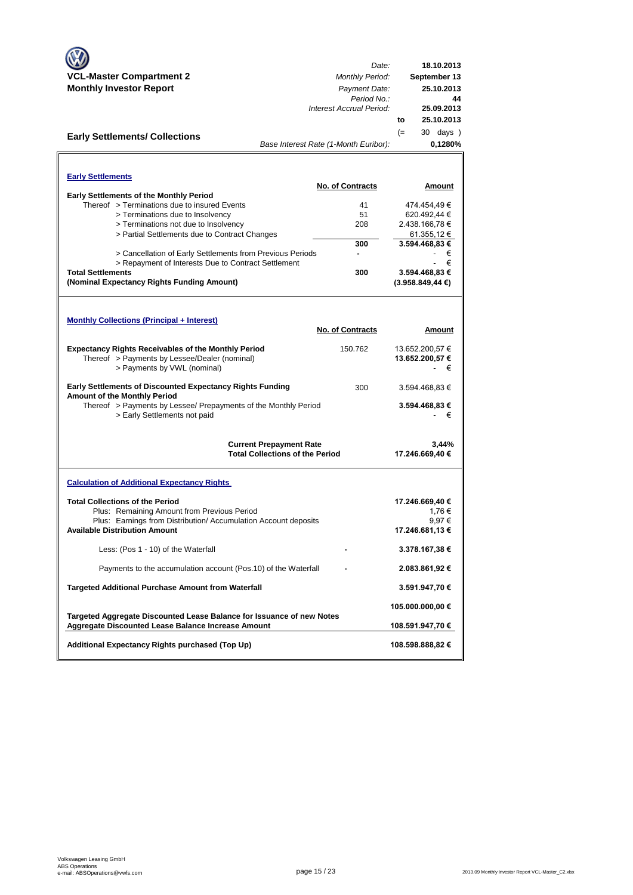# VCL-Master Compartment 2

## Monthly Investor Report

| | |
|---|---|
| *Date:* | **18.10.2013** |
| *Monthly Period:* | **September 13** |
| *Payment Date:* | **25.10.2013** |
| *Period No.:* | **44** |
| *Interest Accrual Period:* | **25.09.2013** |
| to | **25.10.2013** |
| (= | 30 days ) |
| *Base Interest Rate (1-Month Euribor):* | **0,1280%** |

## Early Settlements/ Collections

### Early Settlements

| | No. of Contracts | Amount |
|---|---|---|
| **Early Settlements of the Monthly Period** | | |
| Thereof > Terminations due to insured Events | 41 | 474.454,49 € |
| > Terminations due to Insolvency | 51 | 620.492,44 € |
| > Terminations not due to Insolvency | 208 | 2.438.166,78 € |
| > Partial Settlements due to Contract Changes | | 61.355,12 € |
| | **300** | **3.594.468,83 €** |
| > Cancellation of Early Settlements from Previous Periods | - | - € |
| > Repayment of Interests Due to Contract Settlement | | - € |
| **Total Settlements** | **300** | **3.594.468,83 €** |
| **(Nominal Expectancy Rights Funding Amount)** | | **(3.958.849,44 €)** |

### Monthly Collections (Principal + Interest)

| | No. of Contracts | Amount |
|---|---|---|
| **Expectancy Rights Receivables of the Monthly Period** | 150.762 | 13.652.200,57 € |
| Thereof > Payments by Lessee/Dealer (nominal) | | **13.652.200,57 €** |
| > Payments by VWL (nominal) | | - € |
| **Early Settlements of Discounted Expectancy Rights Funding Amount of the Monthly Period** | 300 | 3.594.468,83 € |
| Thereof > Payments by Lessee/ Prepayments of the Monthly Period | | **3.594.468,83 €** |
| > Early Settlements not paid | | - € |
| **Current Prepayment Rate** | | **3,44%** |
| **Total Collections of the Period** | | **17.246.669,40 €** |

### Calculation of Additional Expectancy Rights

| | | |
|---|---|---|
| **Total Collections of the Period** | | **17.246.669,40 €** |
| Plus: Remaining Amount from Previous Period | | 1,76 € |
| Plus: Earnings from Distribution/ Accumulation Account deposits | | 9,97 € |
| **Available Distribution Amount** | | **17.246.681,13 €** |
| Less: (Pos 1 - 10) of the Waterfall | - | **3.378.167,38 €** |
| Payments to the accumulation account (Pos.10) of the Waterfall | - | **2.083.861,92 €** |
| **Targeted Additional Purchase Amount from Waterfall** | | **3.591.947,70 €** |
| **Targeted Aggregate Discounted Lease Balance for Issuance of new Notes** | | **105.000.000,00 €** |
| **Aggregate Discounted Lease Balance Increase Amount** | | **108.591.947,70 €** |
| **Additional Expectancy Rights purchased (Top Up)** | | **108.598.888,82 €** |

Volkswagen Leasing GmbH
ABS Operations
e-mail: ABSOperations@vwfs.com

2013.09 Monthly Investor Report VCL-Master_C2.xlsx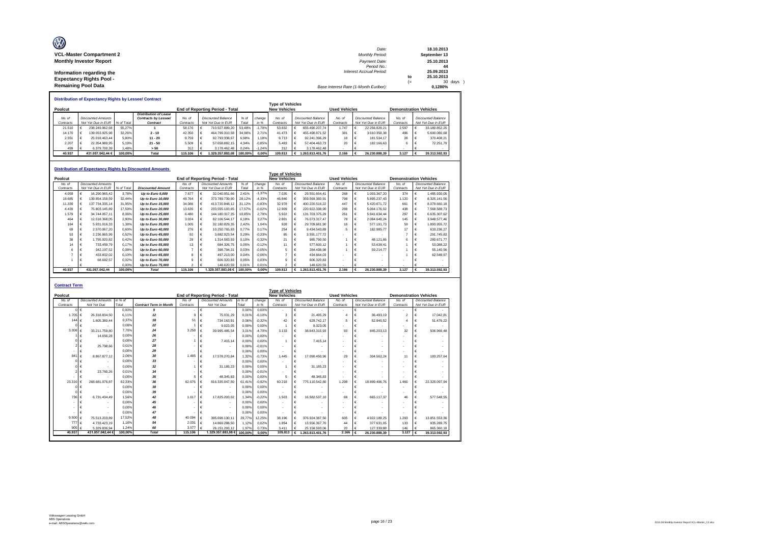**VCL-Master Compartment 2**
**Monthly Investor Report**

**Information regarding the Expectancy Rights Pool - Remaining Pool Data**

| | | |
|---|---|---|
| *Date:* | | 18.10.2013 |
| *Monthly Period:* | | September 13 |
| *Payment Date:* | | 25.10.2013 |
| *Period No.:* | | 44 |
| *Interest Accrual Period:* | | 25.09.2013 |
| | to | 25.10.2013 |
| | (= | 30 days ) |
| *Base Interest Rate (1-Month Euribor):* | | 0,1280% |

## Distribution of Expectancy Rights by Lessee/ Contract

| Poolcut | | | | End of Reporting Period - Total | | | | New Vehicles | | Used Vehicles | | Demonstration Vehicles | |
|---|---|---|---|---|---|---|---|---|---|---|---|---|---|
| No. of Contracts | Discounted Amounts Not Yet Due in EUR | % of Total | Distribution of Lease Contracts by Lessee/ Contract | No. of Contracts | Discounted Balance Not Yet Due in EUR | % of Total | change in % | No. of Contracts | Discounted Balance Not Yet Due in EUR | No. of Contracts | Discounted Balance Not Yet Due in EUR | No. of Contracts | Discounted Balance Not Yet Due in EUR |
| 21.510 | € 238.249.962,68 | 55,27% | 1 | 58.176 | € 710.927.889,20 | 53,48% | -1,79% | 53.832 | € 655.490.207,74 | 1.747 | € 22.256.829,21 | 2.597 | € 33.180.852,25 |
| 14.170 | € 139.053.925,98 | 32,26% | 2 - 10 | 42.350 | € 464.799.310,58 | 34,96% | 2,71% | 41.473 | € 455.498.871,52 | 381 | € 3.610.358,38 | 496 | € 5.690.080,68 |
| 2.551 | € 25.018.463,44 | 5,80% | 11 - 20 | 8.759 | € 92.793.338,67 | 6,98% | 1,18% | 8.713 | € 92.241.396,29 | 18 | € 181.534,17 | 28 | € 370.408,21 |
| 2.207 | € 22.354.989,95 | 5,19% | 21 - 50 | 5.509 | € 57.658.882,15 | 4,34% | -0,85% | 5.483 | € 57.404.463,73 | 20 | € 182.166,63 | 6 | € 72.251,79 |
| 499 | € 6.379.700,39 | 1,48% | > 50 | 312 | € 3.178.462,48 | 0,24% | -1,24% | 312 | € 3.178.462,48 | - | € - | - | € - |
| 40.937 | 431.057.042,44 € | 100,00% | Total | 115.106 | € 1.329.357.883,08 | 100,00% | 0,00% | 109.813 | € 1.263.813.401,76 | 2.166 | € 26.230.888,39 | 3.127 | € 39.313.592,93 |

## Distribution of Expectancy Rights by Discounted Amounts

| Poolcut | | | | End of Reporting Period - Total | | | | New Vehicles | | Used Vehicles | | Demonstration Vehicles | |
|---|---|---|---|---|---|---|---|---|---|---|---|---|---|
| No. of Contracts | Discounted Amounts Not Yet Due in EUR | % of Total | Discounted Amount | No. of Contracts | Discounted Amounts Not Yet Due in EUR | % of Total | change in % | No. of Contracts | Discounted Balance Not Yet Due in EUR | No. of Contracts | Discounted Balance Not Yet Due in EUR | No. of Contracts | Discounted Balance Not Yet Due in EUR |
| 4.059 | € 16.290.965,42 | 3,78% | Up to Euro 5,000 | 7.677 | € 32.040.951,66 | 2,41% | -1,37% | 7.035 | € 29.551.654,41 | 268 | € 1.003.367,20 | 374 | € 1.485.930,05 |
| 18.685 | € 139.854.158,59 | 32,44% | Up to Euro 10,000 | 48.764 | € 373.789.739,90 | 28,12% | -4,33% | 46.846 | € 359.569.360,91 | 798 | € 5.895.237,43 | 1.120 | € 8.325.141,56 |
| 11.339 | € 137.734.335,14 | 31,95% | Up to Euro 15,000 | 34.086 | € 413.720.848,12 | 31,12% | -0,83% | 32.978 | € 400.220.516,22 | 447 | € 5.420.671,72 | 661 | € 8.079.660,18 |
| 4.439 | € 75.803.145,89 | 17,59% | Up to Euro 20,000 | 13.635 | € 233.555.103,65 | 17,57% | -0,02% | 12.909 | € 220.922.338,90 | 288 | € 5.064.176,02 | 438 | € 7.568.588,73 |
| 1.579 | € 34.744.057,11 | 8,06% | Up to Euro 25,000 | 6.480 | € 144.180.317,35 | 10,85% | 2,79% | 5.922 | € 131.703.375,29 | 261 | € 5.841.634,44 | 297 | € 6.635.307,62 |
| 464 | € 12.518.368,05 | 2,90% | Up to Euro 30,000 | 3.024 | € 82.106.544,17 | 6,18% | 3,27% | 2.801 | € 76.073.317,47 | 78 | € 2.084.649,24 | 145 | € 3.948.577,46 |
| 184 | € 5.931.016,33 | 1,38% | Up to Euro 35,000 | 1.005 | € 32.180.829,35 | 2,42% | 1,04% | 928 | € 29.709.681,90 | 18 | € 577.191,73 | 59 | € 1.893.955,72 |
| 69 | € 2.570.067,20 | 0,60% | Up to Euro 40,000 | 276 | € 10.250.765,93 | 0,77% | 0,17% | 254 | € 9.434.543,89 | 5 | € 182.985,77 | 17 | € 633.236,27 |
| 53 | € 2.236.865,99 | 0,52% | Up to Euro 45,000 | 92 | € 3.882.923,54 | 0,29% | -0,23% | 85 | € 3.591.177,72 | - | € - | 7 | € 291.745,82 |
| 38 | € 1.795.920,82 | 0,42% | Up to Euro 50,000 | 28 | € 1.314.583,93 | 0,10% | -0,32% | 21 | € 985.790,50 | 1 | € 48.121,66 | 6 | € 280.671,77 |
| 14 | € 733.459,79 | 0,17% | Up to Euro 55,000 | 13 | € 684.326,75 | 0,05% | -0,12% | 11 | € 577.600,12 | 1 | € 53.638,41 | 1 | € 53.088,22 |
| 6 | € 342.197,52 | 0,08% | Up to Euro 60,000 | 7 | € 398.794,31 | 0,03% | -0,05% | 5 | € 284.438,98 | 1 | € 59.214,77 | 1 | € 55.140,56 |
| 7 | € 433.802,02 | 0,10% | Up to Euro 65,000 | 8 | € 497.213,00 | 0,04% | -0,06% | 7 | € 434.664,03 | - | € - | 1 | € 62.548,97 |
| 1 | € 68.682,57 | 0,02% | Up to Euro 70,000 | 9 | € 606.320,83 | 0,05% | 0,03% | 9 | € 606.320,83 | - | € - | - | € - |
| - | € - | 0,00% | Up to Euro 75,000 | 2 | € 148.620,59 | 0,01% | 0,01% | 2 | € 148.620,59 | - | € - | - | € - |
| 40.937 | 431.057.042,44 | 100,00% | Total | 115.106 | 1.329.357.883,08 € | 100,00% | 0,00% | 109.813 | € 1.263.813.401,76 | 2.166 | € 26.230.888,39 | 3.127 | € 39.313.592,93 |

## Contract Term

| Poolcut | | | | End of Reporting Period - Total | | | | New Vehicles | | Used Vehicles | | Demonstration Vehicles | |
|---|---|---|---|---|---|---|---|---|---|---|---|---|---|
| No. of Contracts | Discounted Amounts Not Yet Due | in % of Total | Contract Term in Month | No. of Contracts | Discounted Amounts Not Yet Due | in % of Total | change in % | No. of Contracts | Discounted Balance Not Yet Due in EUR | No. of Contracts | Discounted Balance Not Yet Due in EUR | No. of Contracts | Discounted Balance Not Yet Due in EUR |
| 0 | € - | 0,00% | 9 | - | € - | 0,00% | 0,00% | - | € - | - | € - | - | € - |
| 1.705 | € 26.318.834,50 | 6,11% | 12 | 9 | € 75.031,29 | 0,01% | -6,10% | 3 | € 21.495,29 | 4 | € 36.493,19 | 2 | € 17.042,81 |
| 144 | € 1.605.380,44 | 0,37% | 18 | 51 | € 734.163,91 | 0,06% | -0,32% | 42 | € 629.742,17 | 5 | € 52.945,52 | 4 | € 51.476,22 |
| 0 | € - | 0,00% | 22 | 1 | € 9.023,05 | 0,00% | 0,00% | 1 | € 9.023,05 | - | € - | - | € - |
| 3.008 | € 33.211.759,80 | 7,70% | 24 | 3.258 | € 39.995.485,54 | 3,01% | -4,70% | 3.133 | € 38.643.315,93 | 93 | € 845.203,13 | 32 | € 506.966,48 |
| 1 | € 14.656,28 | 0,00% | 26 | - | € - | 0,00% | 0,00% | - | € - | - | € - | - | € - |
| 0 | € - | 0,00% | 27 | 1 | € 7.415,14 | 0,00% | 0,00% | 1 | € 7.415,14 | - | € - | - | € - |
| 2 | € 25.798,66 | 0,01% | 28 | - | € - | 0,00% | -0,01% | - | € - | - | € - | - | € - |
| - | € - | 0,00% | 29 | - | € - | 0,00% | 0,00% | - | € - | - | € - | - | € - |
| 841 | € 8.867.877,12 | 2,06% | 30 | 1.485 | € 17.578.270,84 | 1,32% | -0,73% | 1.445 | € 17.090.450,96 | 29 | € 304.562,24 | 11 | € 183.257,64 |
| 0 | € - | 0,00% | 33 | - | € - | 0,00% | 0,00% | - | € - | - | € - | - | € - |
| 0 | € - | 0,00% | 32 | 1 | € 31.185,23 | 0,00% | 0,00% | 1 | € 31.185,23 | - | € - | - | € - |
| 2 | € 23.760,26 | 0,01% | 34 | - | € - | 0,00% | -0,01% | - | € - | - | € - | - | € - |
| - | € - | 0,00% | 35 | 5 | € 48.345,83 | 0,00% | 0,00% | 5 | € 48.345,83 | - | € - | - | € - |
| 23.316 | € 268.681.076,87 | 62,33% | 36 | 62.976 | € 816.335.047,50 | 61,41% | -0,92% | 60.218 | € 775.110.542,80 | 1.298 | € 18.899.406,76 | 1.460 | € 22.325.097,94 |
| 0 | € - | 0,00% | 38 | - | € - | 0,00% | 0,00% | - | € - | - | € - | - | € - |
| 0 | € - | 0,00% | 39 | - | € - | 0,00% | 0,00% | - | € - | - | € - | - | € - |
| 736 | € 6.731.434,49 | 1,56% | 42 | 1.617 | € 17.825.203,02 | 1,34% | -0,22% | 1.503 | € 16.582.537,10 | 68 | € 665.117,37 | 46 | € 577.548,55 |
| - | € - | 0,00% | 45 | - | € - | 0,00% | 0,00% | - | € - | - | € - | - | € - |
| - | € - | 0,00% | 46 | - | € - | 0,00% | 0,00% | - | € - | - | € - | - | € - |
| - | € - | 0,00% | 47 | - | € - | 0,00% | 0,00% | - | € - | - | € - | - | € - |
| 9.500 | € 75.513.203,89 | 17,52% | 48 | 40.094 | € 395.698.130,11 | 29,77% | 12,25% | 38.196 | € 376.924.387,50 | 605 | € 4.922.189,25 | 1.293 | € 13.851.553,36 |
| 777 | € 4.733.423,19 | 1,10% | 54 | 2.031 | € 14.869.288,50 | 1,12% | 0,02% | 1.854 | € 13.556.367,70 | 44 | € 377.631,05 | 133 | € 935.289,75 |
| 905 | € 5.329.836,94 | 1,24% | 60 | 3.577 | € 26.151.293,12 | 1,97% | 0,73% | 3.411 | € 25.158.593,06 | 20 | € 127.339,88 | 146 | € 865.360,18 |
| 40.937 | 431.057.042,44 € | 100,00% | Total | 115.106 | 1.329.357.883,08 € | 100,00% | 0,00% | 109.813 | € 1.263.813.401,76 | 2.166 | € 26.230.888,39 | 3.127 | € 39.313.592,93 |

Volkswagen Leasing GmbH
ABS Operations
e-mail: ABSOperations@vwfs.com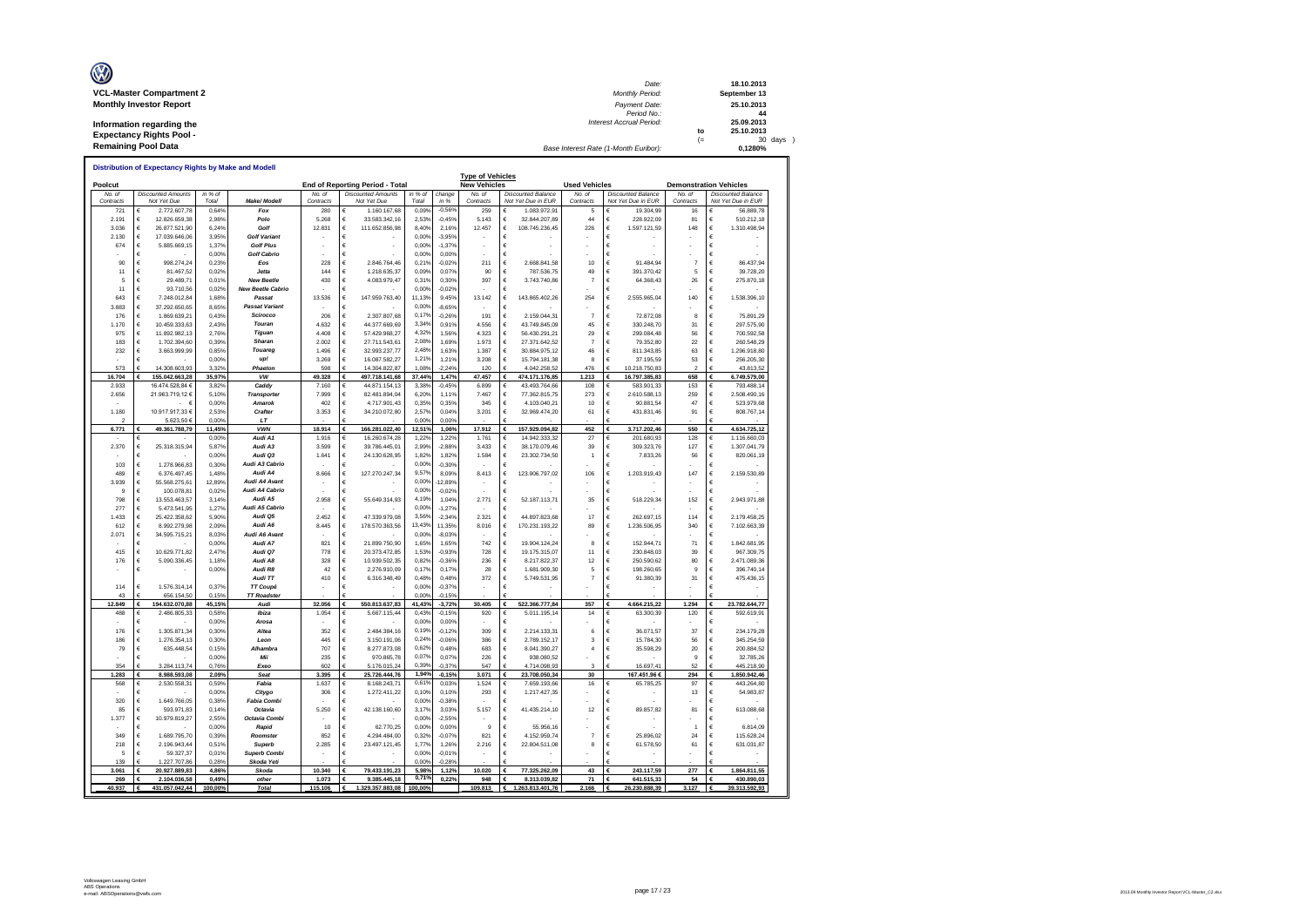**VCL-Master Compartment 2**

**Monthly Investor Report**

**Information regarding the Expectancy Rights Pool - Remaining Pool Data**

| | | |
|---|---|---|
| Date: | | 18.10.2013 |
| Monthly Period: | | September 13 |
| Payment Date: | | 25.10.2013 |
| Period No.: | | 44 |
| Interest Accrual Period: | | 25.09.2013 |
| | to | 25.10.2013 |
| | (= | 30 days ) |
| Base Interest Rate (1-Month Euribor): | | 0,1280% |

**Distribution of Expectancy Rights by Make and Modell**

| Poolcut | | | | End of Reporting Period - Total | | | | Type of Vehicles: New Vehicles | | Used Vehicles | | Demonstration Vehicles | |
|---|---|---|---|---|---|---|---|---|---|---|---|---|---|
| No. of Contracts | Discounted Amounts Not Yet Due | in % of Total | Make/ Modell | No. of Contracts | Discounted Amounts Not Yet Due | in % of Total | change in % | No. of Contracts | Discounted Balance Not Yet Due in EUR | No. of Contracts | Discounted Balance Not Yet Due in EUR | No. of Contracts | Discounted Balance Not Yet Due in EUR |
| 721 | € 2.772.607,78 | 0,64% | Fox | 280 | € 1.160.167,68 | 0,09% | -0,56% | 259 | € 1.083.972,91 | 5 | € 19.304,99 | 16 | € 56.889,78 |
| 2.191 | € 12.826.659,38 | 2,98% | Polo | 5.268 | € 33.583.342,16 | 2,53% | -0,45% | 5.143 | € 32.844.207,89 | 44 | € 228.922,09 | 81 | € 510.212,18 |
| 3.036 | € 26.877.521,90 | 6,24% | Golf | 12.831 | € 111.652.856,98 | 8,40% | 2,16% | 12.457 | € 108.745.236,45 | 226 | € 1.597.121,59 | 148 | € 1.310.498,94 |
| 2.130 | € 17.039.646,06 | 3,95% | Golf Variant | - | € - | 0,00% | -3,95% | - | € - | - | € - | - | € - |
| 674 | € 5.885.669,15 | 1,37% | Golf Plus | - | € - | 0,00% | -1,37% | - | € - | - | € - | - | € - |
| - | € - | 0,00% | Golf Cabrio | - | € - | 0,00% | 0,00% | - | € - | - | € - | - | € - |
| 90 | € 998.274,24 | 0,23% | Eos | 228 | € 2.846.764,46 | 0,21% | -0,02% | 211 | € 2.668.841,58 | 10 | € 91.484,94 | 7 | € 86.437,94 |
| 11 | € 81.467,52 | 0,02% | Jetta | 144 | € 1.218.635,37 | 0,09% | 0,07% | 90 | € 787.536,75 | 49 | € 391.370,42 | 5 | € 39.728,20 |
| 5 | € 29.489,71 | 0,01% | New Beetle | 430 | € 4.083.979,47 | 0,31% | 0,30% | 397 | € 3.743.740,86 | 7 | € 64.368,43 | 26 | € 275.870,18 |
| 11 | € 93.710,56 | 0,02% | New Beetle Cabrio | - | € - | 0,00% | -0,02% | - | € - | - | € - | - | € - |
| 643 | € 7.248.012,84 | 1,68% | Passat | 13.536 | € 147.959.763,40 | 11,13% | 9,45% | 13.142 | € 143.865.402,26 | 254 | € 2.555.965,04 | 140 | € 1.538.396,10 |
| 3.883 | € 37.292.650,65 | 8,65% | Passat Variant | - | € - | 0,00% | -8,65% | - | € - | - | € - | - | € - |
| 176 | € 1.869.639,21 | 0,43% | Scirocco | 206 | € 2.307.807,68 | 0,17% | -0,26% | 191 | € 2.159.044,31 | 7 | € 72.872,08 | 8 | € 75.891,29 |
| 1.170 | € 10.459.333,63 | 2,43% | Touran | 4.632 | € 44.377.669,69 | 3,34% | 0,91% | 4.556 | € 43.749.845,09 | 45 | € 330.248,70 | 31 | € 297.575,90 |
| 975 | € 11.892.982,13 | 2,76% | Tiguan | 4.408 | € 57.429.968,27 | 4,32% | 1,56% | 4.323 | € 56.430.291,21 | 29 | € 299.084,48 | 56 | € 700.592,58 |
| 183 | € 1.702.394,60 | 0,39% | Sharan | 2.002 | € 27.711.543,61 | 2,08% | 1,69% | 1.973 | € 27.371.642,52 | 7 | € 79.352,80 | 22 | € 260.548,29 |
| 232 | € 3.663.999,99 | 0,85% | Touareg | 1.496 | € 32.993.237,77 | 2,48% | 1,63% | 1.387 | € 30.884.975,12 | 46 | € 811.343,85 | 63 | € 1.296.918,80 |
| - | € - | 0,00% | up! | 3.269 | € 16.087.582,27 | 1,21% | 1,21% | 3.208 | € 15.794.181,38 | 8 | € 37.195,59 | 53 | € 256.205,30 |
| 573 | € 14.308.603,93 | 3,32% | Phaeton | 598 | € 14.304.822,87 | 1,08% | -2,24% | 120 | € 4.042.258,52 | 476 | € 10.218.750,83 | 2 | € 43.813,52 |
| **16.704** | **€ 155.042.663,28** | **35,97%** | **VW** | **49.328** | **€ 497.718.141,68** | **37,44%** | **1,47%** | **47.457** | **€ 474.171.176,85** | **1.213** | **€ 16.797.385,83** | **658** | **€ 6.749.579,00** |
| 2.933 | 16.474.528,84 € | 3,82% | Caddy | 7.160 | € 44.871.154,13 | 3,38% | -0,45% | 6.899 | € 43.493.764,66 | 108 | € 583.901,33 | 153 | € 793.488,14 |
| 2.656 | 21.963.719,12 € | 5,10% | Transporter | 7.999 | € 82.481.894,04 | 6,20% | 1,11% | 7.467 | € 77.362.815,75 | 273 | € 2.610.588,13 | 259 | € 2.508.490,16 |
| - | - € | 0,00% | Amarok | 402 | € 4.717.901,43 | 0,35% | 0,35% | 345 | € 4.103.040,21 | 10 | € 90.881,54 | 47 | € 523.979,68 |
| 1.180 | 10.917.917,33 € | 2,53% | Crafter | 3.353 | € 34.210.072,80 | 2,57% | 0,04% | 3.201 | € 32.969.474,20 | 61 | € 431.831,46 | 91 | € 808.767,14 |
| 2 | 5.623,50 € | 0,00% | LT | - | € - | 0,00% | 0,00% | - | € - | - | € - | - | € - |
| **6.771** | **€ 49.361.788,79** | **11,45%** | **VWN** | **18.914** | **€ 166.281.022,40** | **12,51%** | **1,06%** | **17.912** | **€ 157.929.094,82** | **452** | **€ 3.717.202,46** | **550** | **€ 4.634.725,12** |
| - | € - | 0,00% | Audi A1 | 1.916 | € 16.260.674,28 | 1,22% | 1,22% | 1.761 | € 14.942.333,32 | 27 | € 201.680,93 | 128 | € 1.116.660,03 |
| 2.370 | € 25.318.315,94 | 5,87% | Audi A3 | 3.599 | € 39.786.445,01 | 2,99% | -2,88% | 3.433 | € 38.170.079,46 | 39 | € 309.323,76 | 127 | € 1.307.041,79 |
| - | € - | 0,00% | Audi Q3 | 1.641 | € 24.130.628,95 | 1,82% | 1,82% | 1.584 | € 23.302.734,50 | 1 | € 7.833,26 | 56 | € 820.061,19 |
| 103 | € 1.278.966,83 | 0,30% | Audi A3 Cabrio | - | € - | 0,00% | -0,30% | - | € - | - | € - | - | € - |
| 489 | € 6.376.497,45 | 1,48% | Audi A4 | 8.666 | € 127.270.247,34 | 9,57% | 8,09% | 8.413 | € 123.906.797,02 | 106 | € 1.203.919,43 | 147 | € 2.159.530,89 |
| 3.939 | € 55.568.275,61 | 12,89% | Audi A4 Avant | - | € - | 0,00% | -12,89% | - | € - | - | € - | - | € - |
| 9 | € 100.078,81 | 0,02% | Audi A4 Cabrio | - | € - | 0,00% | -0,02% | - | € - | - | € - | - | € - |
| 798 | € 13.553.463,57 | 3,14% | Audi A5 | 2.958 | € 55.649.314,93 | 4,19% | 1,04% | 2.771 | € 52.187.113,71 | 35 | € 518.229,34 | 152 | € 2.943.971,88 |
| 277 | € 5.473.541,95 | 1,27% | Audi A5 Cabrio | - | € - | 0,00% | -1,27% | - | € - | - | € - | - | € - |
| 1.433 | € 25.422.358,62 | 5,90% | Audi Q5 | 2.452 | € 47.339.979,08 | 3,56% | -2,34% | 2.321 | € 44.897.823,68 | 17 | € 262.697,15 | 114 | € 2.179.458,25 |
| 612 | € 8.992.279,98 | 2,09% | Audi A6 | 8.445 | € 178.570.363,56 | 13,43% | 11,35% | 8.016 | € 170.231.193,22 | 89 | € 1.236.506,95 | 340 | € 7.102.663,39 |
| 2.071 | € 34.595.715,21 | 8,03% | Audi A6 Avant | - | € - | 0,00% | -8,03% | - | € - | - | € - | - | € - |
| - | € - | 0,00% | Audi A7 | 821 | € 21.899.750,90 | 1,65% | 1,65% | 742 | € 19.904.124,24 | 8 | € 152.944,71 | 71 | € 1.842.681,95 |
| 415 | € 10.629.771,82 | 2,47% | Audi Q7 | 778 | € 20.373.472,85 | 1,53% | -0,93% | 728 | € 19.175.315,07 | 11 | € 230.848,03 | 39 | € 967.309,75 |
| 176 | € 5.090.336,45 | 1,18% | Audi A8 | 328 | € 10.939.502,35 | 0,82% | -0,36% | 236 | € 8.217.822,37 | 12 | € 250.590,62 | 80 | € 2.471.089,36 |
| - | € - | 0,00% | Audi R8 | 42 | € 2.276.910,09 | 0,17% | 0,17% | 28 | € 1.681.909,30 | 5 | € 198.260,65 | 9 | € 396.740,14 |
| | | | Audi TT | 410 | € 6.316.348,49 | 0,48% | 0,48% | 372 | € 5.749.531,95 | 7 | € 91.380,39 | 31 | € 475.436,15 |
| 114 | € 1.576.314,14 | 0,37% | TT Coupé | - | € - | 0,00% | -0,37% | - | € - | - | € - | - | € - |
| 43 | € 656.154,50 | 0,15% | TT Roadster | - | € - | 0,00% | -0,15% | - | € - | - | € - | - | € - |
| **12.849** | **€ 194.632.070,88** | **45,15%** | **Audi** | **32.056** | **€ 550.813.637,83** | **41,43%** | **-3,72%** | **30.405** | **€ 522.366.777,84** | **357** | **€ 4.664.215,22** | **1.294** | **€ 23.782.644,77** |
| 488 | € 2.486.805,33 | 0,58% | Ibiza | 1.054 | € 5.667.115,44 | 0,43% | -0,15% | 920 | € 5.011.195,14 | 14 | € 63.300,39 | 120 | € 592.619,91 |
| - | € - | 0,00% | Arosa | - | € - | 0,00% | 0,00% | - | € - | - | € - | - | € - |
| 176 | € 1.305.871,34 | 0,30% | Altea | 352 | € 2.484.384,16 | 0,19% | -0,12% | 309 | € 2.214.133,31 | 6 | € 36.071,57 | 37 | € 234.179,28 |
| 186 | € 1.276.354,13 | 0,30% | Leon | 445 | € 3.150.191,06 | 0,24% | -0,06% | 386 | € 2.789.152,17 | 3 | € 15.784,30 | 56 | € 345.254,59 |
| 79 | € 635.448,54 | 0,15% | Alhambra | 707 | € 8.277.873,08 | 0,62% | 0,48% | 683 | € 8.041.390,27 | 4 | € 35.598,29 | 20 | € 200.884,52 |
| - | € - | 0,00% | Mii | 235 | € 970.865,78 | 0,07% | 0,07% | 226 | € 938.080,52 | - | € - | 9 | € 32.785,26 |
| 354 | € 3.284.113,74 | 0,76% | Exeo | 602 | € 5.176.015,24 | 0,39% | -0,37% | 547 | € 4.714.098,93 | 3 | € 16.697,41 | 52 | € 445.218,90 |
| **1.283** | **€ 8.988.593,08** | **2,09%** | **Seat** | **3.395** | **€ 25.726.444,76** | **1,94%** | **-0,15%** | **3.071** | **€ 23.708.050,34** | **30** | **167.451,96 €** | **294** | **€ 1.850.942,46** |
| 568 | € 2.530.558,31 | 0,59% | Fabia | 1.637 | € 8.168.243,71 | 0,61% | 0,03% | 1.524 | € 7.659.193,66 | 16 | € 65.785,25 | 97 | € 443.264,80 |
| - | € - | 0,00% | Citygo | 306 | € 1.272.411,22 | 0,10% | 0,10% | 293 | € 1.217.427,35 | - | € - | 13 | € 54.983,87 |
| 320 | € 1.649.766,05 | 0,38% | Fabia Combi | - | € - | 0,00% | -0,38% | - | € - | - | € - | - | € - |
| 85 | € 593.971,83 | 0,14% | Octavia | 5.250 | € 42.138.160,60 | 3,17% | 3,03% | 5.157 | € 41.435.214,10 | 12 | € 89.857,82 | 81 | € 613.088,68 |
| 1.377 | € 10.979.819,27 | 2,55% | Octavia Combi | - | € - | 0,00% | -2,55% | - | € - | - | € - | - | € - |
| - | € - | 0,00% | Rapid | 10 | € 62.770,25 | 0,00% | 0,00% | 9 | € 55.956,16 | - | € - | 1 | € 6.814,09 |
| 349 | € 1.689.795,70 | 0,39% | Roomster | 852 | € 4.294.484,00 | 0,32% | -0,07% | 821 | € 4.152.959,74 | 7 | € 25.896,02 | 24 | € 115.628,24 |
| 218 | € 2.196.943,44 | 0,51% | Superb | 2.285 | € 23.497.121,45 | 1,77% | 1,26% | 2.216 | € 22.804.511,08 | 8 | € 61.578,50 | 61 | € 631.031,87 |
| 5 | € 59.327,37 | 0,01% | Superb Combi | - | € - | 0,00% | -0,01% | - | € - | - | € - | - | € - |
| 139 | € 1.227.707,86 | 0,28% | Skoda Yeti | - | € - | 0,00% | -0,28% | - | € - | - | € - | - | € - |
| **3.061** | **€ 20.927.889,83** | **4,86%** | **Skoda** | **10.340** | **€ 79.433.191,23** | **5,98%** | **1,12%** | **10.020** | **€ 77.325.262,09** | **43** | **€ 243.117,59** | **277** | **€ 1.864.811,55** |
| **269** | **€ 2.104.036,58** | **0,49%** | **other** | **1.073** | **€ 9.385.445,18** | **0,71%** | **0,22%** | **948** | **€ 8.313.039,82** | **71** | **€ 641.515,33** | **54** | **€ 430.890,03** |
| **40.937** | **€ 431.057.042,44** | **100,00%** | **Total** | **115.106** | **€ 1.329.357.883,08** | **100,00%** | | **109.813** | **€ 1.263.813.401,76** | **2.166** | **€ 26.230.888,39** | **3.127** | **€ 39.313.592,93** |

Volkswagen Leasing GmbH
ABS Operations
e-mail: ABSOperations@vwfs.com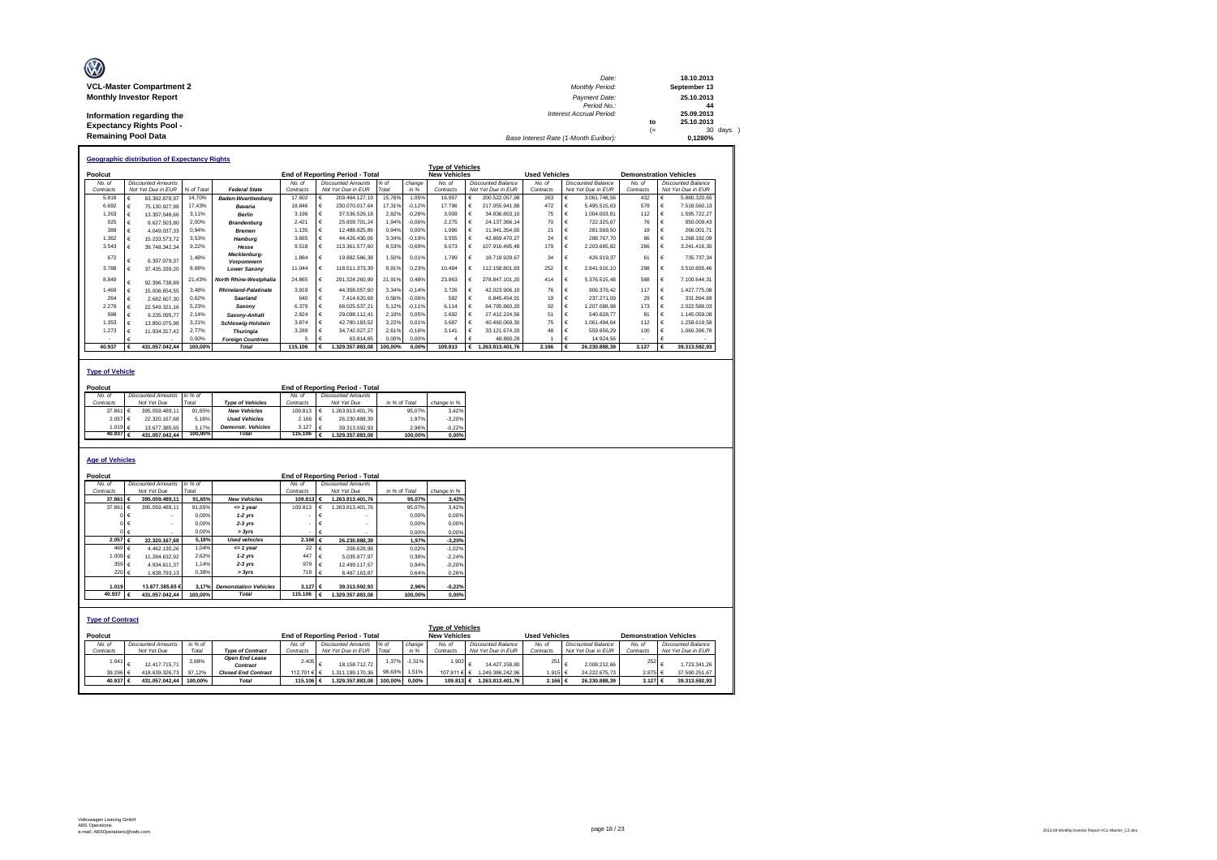**VCL-Master Compartment 2**
**Monthly Investor Report**

**Information regarding the Expectancy Rights Pool - Remaining Pool Data**

| | | |
|---|---|---|
| Date: | 18.10.2013 | |
| Monthly Period: | September 13 | |
| Payment Date: | 25.10.2013 | |
| Period No.: | 44 | |
| Interest Accrual Period: | 25.09.2013 | |
| to | 25.10.2013 | |
| (= | 30 | days ) |
| Base Interest Rate (1-Month Euribor): | 0,1280% | |

## Geographic distribution of Expectancy Rights

| Poolcut | | | | End of Reporting Period - Total | | | | Type of Vehicles New Vehicles | | Used Vehicles | | Demonstration Vehicles | |
|---|---|---|---|---|---|---|---|---|---|---|---|---|---|
| No. of Contracts | Discounted Amounts Not Yet Due in EUR | % of Total | Federal State | No. of Contracts | Discounted Amounts Not Yet Due in EUR | % of Total | change in % | No. of Contracts | Discounted Balance Not Yet Due in EUR | No. of Contracts | Discounted Balance Not Yet Due in EUR | No. of Contracts | Discounted Balance Not Yet Due in EUR |
| 5.818 | € 63.382.878,97 | 14,70% | Baden-Wuerttemberg | 17.602 | € 209.464.127,19 | 15,76% | 1,05% | 16.907 | € 200.522.057,98 | 263 | € 3.061.748,56 | 432 | € 5.880.320,65 |
| 6.692 | € 75.130.927,98 | 17,43% | Bavaria | 18.846 | € 230.070.017,64 | 17,31% | -0,12% | 17.796 | € 217.055.941,88 | 472 | € 5.495.515,63 | 578 | € 7.518.560,13 |
| 1.263 | € 13.397.548,66 | 3,11% | Berlin | 3.196 | € 37.536.529,18 | 2,82% | -0,28% | 3.009 | € 34.936.803,10 | 75 | € 1.004.003,81 | 112 | € 1.595.722,27 |
| 925 | € 8.627.503,80 | 2,00% | Brandenburg | 2.421 | € 25.809.701,24 | 1,94% | -0,06% | 2.275 | € 24.137.366,14 | 70 | € 722.325,67 | 76 | € 950.009,43 |
| 389 | € 4.049.037,33 | 0,94% | Bremen | 1.135 | € 12.488.925,86 | 0,94% | 0,00% | 1.096 | € 11.941.354,65 | 21 | € 281.569,50 | 18 | € 266.001,71 |
| 1.362 | € 15.233.573,72 | 3,53% | Hamburg | 3.665 | € 44.426.430,06 | 3,34% | -0,19% | 3.555 | € 42.869.470,27 | 24 | € 288.767,70 | 86 | € 1.268.192,09 |
| 3.543 | € 39.748.342,34 | 9,22% | Hesse | 9.518 | € 113.361.577,60 | 8,53% | -0,69% | 9.073 | € 107.916.495,48 | 179 | € 2.203.665,82 | 266 | € 3.241.416,30 |
| 672 | € 6.397.079,37 | 1,48% | Mecklenburg-Vorpommern | 1.884 | € 19.882.586,38 | 1,50% | 0,01% | 1.789 | € 18.719.929,67 | 34 | € 426.919,37 | 61 | € 735.737,34 |
| 3.788 | € 37.435.339,20 | 8,68% | Lower Saxony | 11.044 | € 118.511.373,39 | 8,91% | 0,23% | 10.494 | € 112.158.801,83 | 252 | € 2.841.916,10 | 298 | € 3.510.655,46 |
| 8.849 | € 92.396.738,89 | 21,43% | North Rhine-Westphalia | 24.865 | € 291.324.260,99 | 21,91% | 0,48% | 23.863 | € 278.847.101,20 | 414 | € 5.376.515,48 | 588 | € 7.100.644,31 |
| 1.469 | € 15.006.654,55 | 3,48% | Rhineland-Palatinate | 3.919 | € 44.358.057,60 | 3,34% | -0,14% | 3.726 | € 42.023.906,10 | 76 | € 906.376,42 | 117 | € 1.427.775,08 |
| 264 | € 2.682.607,30 | 0,62% | Saarland | 640 | € 7.414.620,69 | 0,56% | -0,06% | 592 | € 6.845.454,91 | 19 | € 237.271,09 | 29 | € 331.894,69 |
| 2.279 | € 22.549.321,16 | 5,23% | Saxony | 6.379 | € 68.025.537,21 | 5,12% | -0,11% | 6.114 | € 64.795.860,20 | 92 | € 1.207.088,98 | 173 | € 2.022.588,03 |
| 998 | € 9.235.095,77 | 2,14% | Saxony-Anhalt | 2.824 | € 29.098.112,41 | 2,19% | 0,05% | 2.692 | € 27.412.224,56 | 51 | € 540.828,77 | 81 | € 1.145.059,08 |
| 1.353 | € 13.850.075,98 | 3,21% | Schleswig-Holstein | 3.874 | € 42.780.183,52 | 3,22% | 0,01% | 3.687 | € 40.460.069,30 | 75 | € 1.061.494,64 | 112 | € 1.258.619,58 |
| 1.273 | € 11.934.317,42 | 2,77% | Thuringia | 3.289 | € 34.742.027,27 | 2,61% | -0,16% | 3.141 | € 33.121.674,20 | 48 | € 559.956,29 | 100 | € 1.060.396,78 |
| - | € - | 0,00% | Foreign Countries | 5 | € 63.814,85 | 0,00% | 0,00% | 4 | € 48.890,29 | 1 | € 14.924,56 | - | € - |
| **40.937** | **€ 431.057.042,44** | **100,00%** | **Total** | **115.106** | **€ 1.329.357.883,08** | **100,00%** | **0,00%** | **109.813** | **€ 1.263.813.401,76** | **2.166** | **€ 26.230.888,39** | **3.127** | **€ 39.313.592,93** |

## Type of Vehicle

| Poolcut | | | | End of Reporting Period - Total | | | |
|---|---|---|---|---|---|---|---|
| No. of Contracts | Discounted Amounts Not Yet Due | in % of Total | Type of Vehicles | No. of Contracts | Discounted Amounts Not Yet Due | in % of Total | change in % |
| 37.861 | € 395.059.489,11 | 91,65% | New Vehicles | 109.813 | € 1.263.813.401,76 | 95,07% | 3,42% |
| 2.057 | € 22.320.167,68 | 5,18% | Used Vehicles | 2.166 | € 26.230.888,39 | 1,97% | -3,20% |
| 1.019 | € 13.677.385,65 | 3,17% | Demonstr. Vehicles | 3.127 | € 39.313.592,93 | 2,96% | -0,22% |
| **40.937** | **€ 431.057.042,44** | **100,00%** | **Total** | **115.106** | **€ 1.329.357.883,08** | **100,00%** | **0,00%** |

## Age of Vehicles

| Poolcut | | | | End of Reporting Period - Total | | | |
|---|---|---|---|---|---|---|---|
| No. of Contracts | Discounted Amounts Not Yet Due | in % of Total | | No. of Contracts | Discounted Amounts Not Yet Due | in % of Total | change in % |
| **37.861** | **€ 395.059.489,11** | **91,65%** | **New Vehicles** | **109.813** | **€ 1.263.813.401,76** | **95,07%** | **3,42%** |
| 37.861 | € 395.059.489,11 | 91,65% | <= 1 year | 109.813 | € 1.263.813.401,76 | 95,07% | 3,42% |
| 0 | € - | 0,00% | 1-2 yrs | - | € - | 0,00% | 0,00% |
| 0 | € - | 0,00% | 2-3 yrs | - | € - | 0,00% | 0,00% |
| 0 | € - | 0,00% | > 3yrs | - | € - | 0,00% | 0,00% |
| **2.057** | **€ 22.320.167,68** | **5,18%** | **Used vehicles** | **2.166** | **€ 26.230.888,39** | **1,97%** | **-3,20%** |
| 469 | € 4.462.130,26 | 1,04% | <= 1 year | 22 | € 208.628,98 | 0,02% | -1,02% |
| 1.009 | € 11.284.632,92 | 2,62% | 1-2 yrs | 447 | € 5.035.977,97 | 0,38% | -2,24% |
| 359 | € 4.934.611,37 | 1,14% | 2-3 yrs | 979 | € 12.499.117,57 | 0,94% | -0,20% |
| 220 | € 1.638.793,13 | 0,38% | > 3yrs | 718 | € 8.487.163,87 | 0,64% | 0,26% |
| **1.019** | **13.677.385,65 €** | **3,17%** | **Demonstation Vehicles** | **3.127** | **€ 39.313.592,93** | **2,96%** | **-0,22%** |
| **40.937** | **€ 431.057.042,44** | **100,00%** | **Total** | **115.106** | **€ 1.329.357.883,08** | **100,00%** | **0,00%** |

## Type of Contract

| Poolcut | | | | End of Reporting Period - Total | | | | Type of Vehicles New Vehicles | | Used Vehicles | | Demonstration Vehicles | |
|---|---|---|---|---|---|---|---|---|---|---|---|---|---|
| No. of Contracts | Discounted Amounts Not Yet Due | in % of Total | Type of Contract | No. of Contracts | Discounted Amounts Not Yet Due in EUR | % of Total | change in % | No. of Contracts | Discounted Balance Not Yet Due in EUR | No. of Contracts | Discounted Balance Not Yet Due in EUR | No. of Contracts | Discounted Balance Not Yet Due in EUR |
| 1.641 | € 12.417.715,71 | 2,88% | Open End Lease Contract | 2.405 | € 18.158.712,72 | 1,37% | -1,51% | 1.902 | € 14.427.158,80 | 251 | € 2.008.212,66 | 252 | € 1.723.341,26 |
| 39.296 | € 418.639.326,73 | 97,12% | Closed End Contract | 112.701 | € 1.311.199.170,36 | 98,63% | 1,51% | 107.911 | € 1.249.386.242,96 | 1.915 | € 24.222.675,73 | 2.875 | € 37.590.251,67 |
| **40.937** | **€ 431.057.042,44** | **100,00%** | **Total** | **115.106** | **€ 1.329.357.883,08** | **100,00%** | **0,00%** | **109.813** | **€ 1.263.813.401,76** | **2.166** | **€ 26.230.888,39** | **3.127** | **€ 39.313.592,93** |

Volkswagen Leasing GmbH
ABS Operations
e-mail: ABSOperations@vwfs.com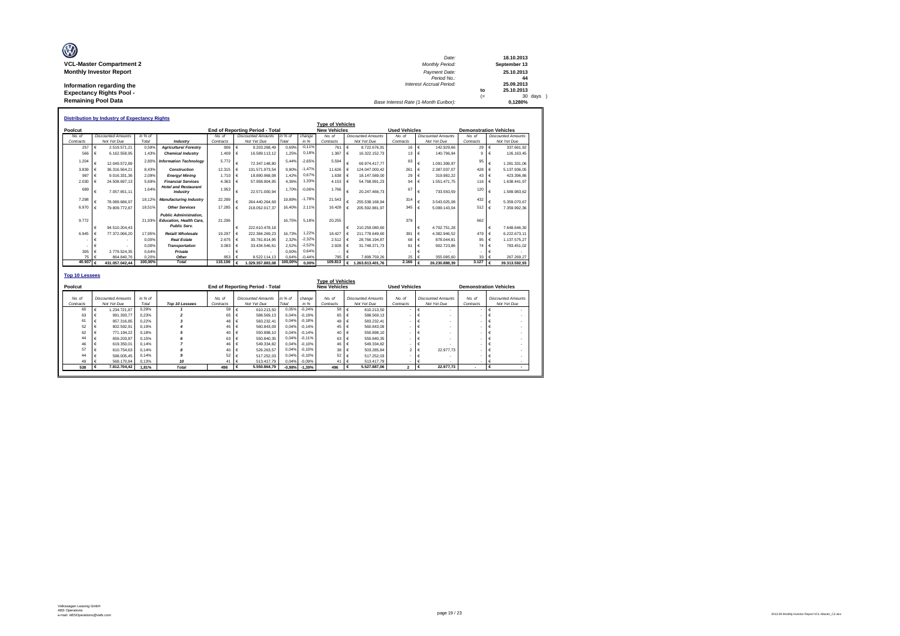**VCL-Master Compartment 2**
**Monthly Investor Report**

**Information regarding the Expectancy Rights Pool - Remaining Pool Data**

| | | |
|---|---|---|
| Date: | | 18.10.2013 |
| Monthly Period: | | September 13 |
| Payment Date: | | 25.10.2013 |
| Period No.: | | 44 |
| Interest Accrual Period: | | 25.09.2013 |
| | to | 25.10.2013 |
| | (= | 30 days ) |
| Base Interest Rate (1-Month Euribor): | | 0,1280% |

## Distribution by Industry of Expectancy Rights

| Poolcut | | | | End of Reporting Period - Total | | | | Type of Vehicles: New Vehicles | | Used Vehicles | | Demonstration Vehicles | |
|---|---|---|---|---|---|---|---|---|---|---|---|---|---|
| No. of Contracts | Discounted Amounts Not Yet Due | in % of Total | Industry | No. of Contracts | Discounted Amounts Not Yet Due | in % of Total | change in % | No. of Contracts | Discounted Amounts Not Yet Due | No. of Contracts | Discounted Amounts Not Yet Due | No. of Contracts | Discounted Amounts Not Yet Due |
| 257 | € 2.519.571,21 | 0,58% | Agriculture/ Forestry | 806 | € 9.203.268,49 | 0,69% | -0,11% | 761 | € 8.722.676,91 | 16 | € 142.929,66 | 29 | € 337.661,92 |
| 566 | € 6.162.558,95 | 1,43% | Chemical Industry | 1.409 | € 16.589.113,12 | 1,25% | 0,18% | 1.387 | € 16.322.152,73 | 13 | € 140.796,94 | 9 | € 126.163,45 |
| 1.204 | € 12.049.572,89 | 2,80% | Information Technology | 5.772 | € 72.347.148,80 | 5,44% | -2,65% | 5.594 | € 69.974.417,77 | 83 | € 1.091.399,97 | 95 | € 1.281.331,06 |
| 3.839 | € 36.316.564,21 | 8,43% | Construction | 12.315 | € 131.571.973,54 | 9,90% | -1,47% | 11.626 | € 124.047.000,42 | 261 | € 2.387.037,07 | 428 | € 5.137.936,05 |
| 987 | € 9.016.331,36 | 2,09% | Energy/ Mining | 1.710 | € 18.890.968,08 | 1,42% | 0,67% | 1.638 | € 18.147.589,00 | 29 | € 319.982,22 | 43 | € 423.396,86 |
| 2.030 | € 24.508.697,13 | 5,69% | Financial Services | 4.363 | € 57.958.904,95 | 4,36% | 1,33% | 4.153 | € 54.768.991,23 | 94 | € 1.551.471,75 | 116 | € 1.638.441,97 |
| 689 | € 7.057.651,11 | 1,64% | Hotel and Restaurant Industry | 1.953 | € 22.571.000,94 | 1,70% | -0,06% | 1.766 | € 20.247.466,73 | 67 | € 733.550,59 | 120 | € 1.589.983,62 |
| 7.298 | € 78.089.686,97 | 18,12% | Manufacturing Industry | 22.289 | € 264.440.264,69 | 19,89% | -1,78% | 21.543 | € 255.538.168,94 | 314 | € 3.543.025,08 | 432 | € 5.359.070,67 |
| 6.970 | € 79.809.772,87 | 18,51% | Other Services | 17.285 | € 218.052.017,37 | 16,40% | 2,11% | 16.428 | € 205.592.881,97 | 345 | € 5.099.143,04 | 512 | € 7.359.992,36 |
| 9.772 | € 94.510.204,43 | 21,93% | Public Administration, Education, Health Care, Public Serv. | 21.296 | € 222.610.478,18 | 16,75% | 5,18% | 20.255 | € 210.259.080,60 | 379 | € 4.702.751,28 | 662 | € 7.648.646,30 |
| 6.945 | € 77.372.066,20 | 17,95% | Retail/ Wholesale | 19.297 | € 222.384.269,23 | 16,73% | 1,22% | 18.427 | € 211.778.649,60 | 391 | € 4.382.946,52 | 479 | € 6.222.673,11 |
| - | € - | 0,00% | Real Estate | 2.675 | € 30.781.814,95 | 2,32% | -2,32% | 2.512 | € 28.766.194,87 | 68 | € 878.044,81 | 95 | € 1.137.575,27 |
| - | € - | 0,00% | Transportation | 3.083 | € 33.434.546,61 | 2,52% | -2,52% | 2.928 | € 31.748.371,73 | 81 | € 902.723,86 | 74 | € 783.451,02 |
| 305 | € 2.779.524,35 | 0,64% | Private | - | € - | 0,00% | 0,64% | - | € - | - | € - | - | € - |
| 75 | € 864.840,76 | 0,20% | Other | 853 | € 8.522.114,13 | 0,64% | -0,44% | 795 | € 7.899.759,26 | 25 | € 355.085,60 | 33 | € 267.269,27 |
| 40.937 | € 431.057.042,44 | 100,00% | Total | 115.106 | € 1.329.357.883,08 | 100,00% | 0,00% | 109.813 | € 1.263.813.401,76 | 2.166 | € 26.230.888,39 | 3.127 | € 39.313.592,93 |

## Top 10 Lessees

| Poolcut | | | | End of Reporting Period - Total | | | | Type of Vehicles: New Vehicles | | Used Vehicles | | Demonstration Vehicles | |
|---|---|---|---|---|---|---|---|---|---|---|---|---|---|
| No. of Contracts | Discounted Amounts Not Yet Due | in % of Total | Top 10 Lessees | No. of Contracts | Discounted Amounts Not Yet Due | in % of Total | change in % | No. of Contracts | Discounted Amounts Not Yet Due | No. of Contracts | Discounted Amounts Not Yet Due | No. of Contracts | Discounted Amounts Not Yet Due |
| 60 | € 1.234.721,87 | 0,29% | 1 | 58 | € 610.213,50 | 0,05% | -0,24% | 58 | € 610.213,50 | - | € - | - | € - |
| 63 | € 991.393,77 | 0,23% | 2 | 65 | € 588.569,13 | 0,04% | -0,19% | 65 | € 588.569,13 | - | € - | - | € - |
| 61 | € 957.316,85 | 0,22% | 3 | 48 | € 583.232,41 | 0,04% | -0,18% | 48 | € 583.232,41 | - | € - | - | € - |
| 52 | € 802.592,91 | 0,19% | 4 | 45 | € 560.843,09 | 0,04% | -0,14% | 45 | € 560.843,09 | - | € - | - | € - |
| 62 | € 771.194,22 | 0,18% | 5 | 40 | € 550.898,10 | 0,04% | -0,14% | 40 | € 550.898,10 | - | € - | - | € - |
| 44 | € 659.203,87 | 0,15% | 6 | 63 | € 550.840,35 | 0,04% | -0,11% | 63 | € 550.840,35 | - | € - | - | € - |
| 46 | € 619.350,01 | 0,14% | 7 | 46 | € 549.334,82 | 0,04% | -0,10% | 46 | € 549.334,82 | - | € - | - | € - |
| 57 | € 610.754,63 | 0,14% | 8 | 40 | € 526.263,57 | 0,04% | -0,10% | 38 | € 503.285,84 | 2 | € 22.977,73 | - | € - |
| 44 | € 598.005,45 | 0,14% | 9 | 52 | € 517.252,03 | 0,04% | -0,10% | 52 | € 517.252,03 | - | € - | - | € - |
| 49 | € 568.170,84 | 0,13% | 10 | 41 | € 513.417,79 | 0,04% | -0,09% | 41 | € 513.417,79 | - | € - | - | € - |
| 538 | € 7.812.704,42 | 1,81% | Total | 498 | € 5.550.864,79 | -0,98% | -1,39% | 496 | € 5.527.887,06 | 2 | € 22.977,73 | - | € - |

Volkswagen Leasing GmbH
ABS Operations
e-mail: ABSOperations@vwfs.com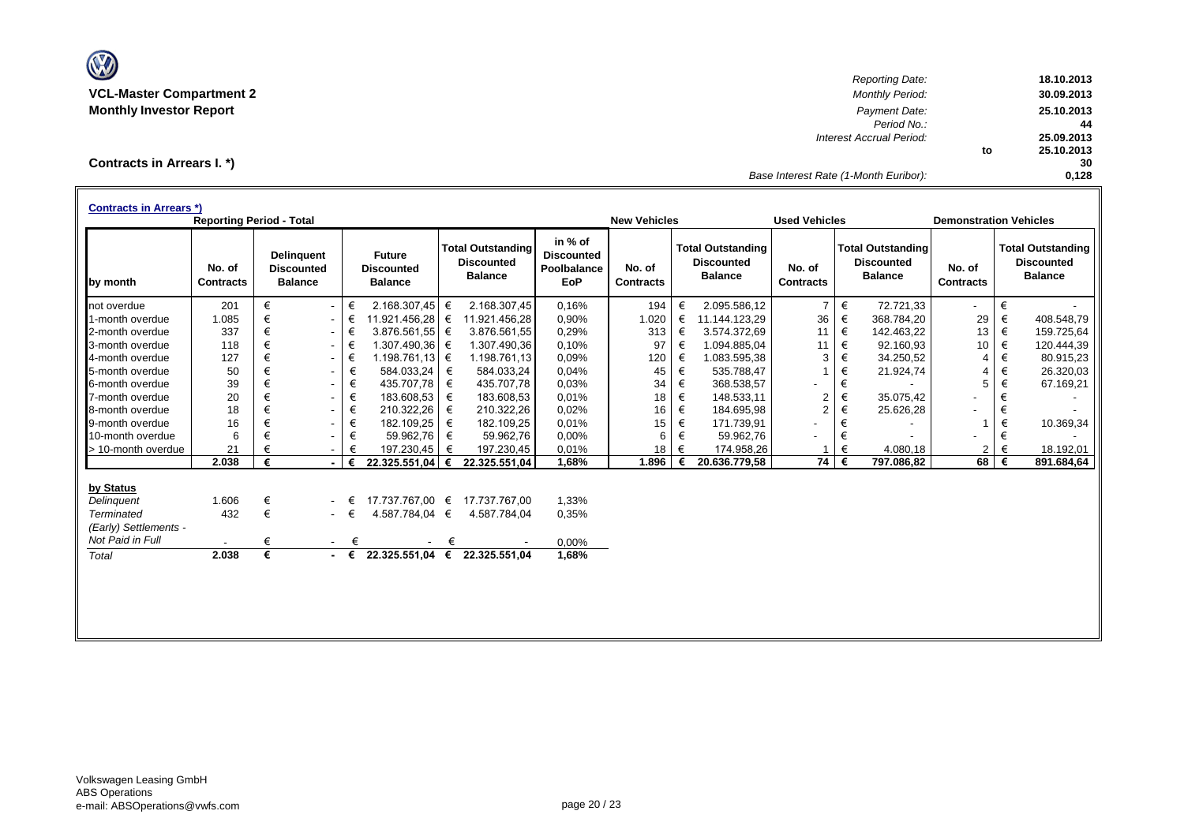**VCL-Master Compartment 2**
**Monthly Investor Report**

| | | |
|---|---|---|
| *Reporting Date:* | | 18.10.2013 |
| *Monthly Period:* | | 30.09.2013 |
| *Payment Date:* | | 25.10.2013 |
| *Period No.:* | | 44 |
| *Interest Accrual Period:* | | 25.09.2013 |
| | to | 25.10.2013 |
| | | 30 |
| *Base Interest Rate (1-Month Euribor):* | | 0,128 |

## Contracts in Arrears I. *)

**Contracts in Arrears *)**

| | Reporting Period - Total | | | | | New Vehicles | | Used Vehicles | | Demonstration Vehicles | |
|---|---|---|---|---|---|---|---|---|---|---|---|
| **by month** | **No. of Contracts** | **Delinquent Discounted Balance** | **Future Discounted Balance** | **Total Outstanding Discounted Balance** | **in % of Discounted Poolbalance EoP** | **No. of Contracts** | **Total Outstanding Discounted Balance** | **No. of Contracts** | **Total Outstanding Discounted Balance** | **No. of Contracts** | **Total Outstanding Discounted Balance** |
| not overdue | 201 | € - | € 2.168.307,45 | € 2.168.307,45 | 0,16% | 194 | € 2.095.586,12 | 7 | € 72.721,33 | - | € - |
| 1-month overdue | 1.085 | € - | € 11.921.456,28 | € 11.921.456,28 | 0,90% | 1.020 | € 11.144.123,29 | 36 | € 368.784,20 | 29 | € 408.548,79 |
| 2-month overdue | 337 | € - | € 3.876.561,55 | € 3.876.561,55 | 0,29% | 313 | € 3.574.372,69 | 11 | € 142.463,22 | 13 | € 159.725,64 |
| 3-month overdue | 118 | € - | € 1.307.490,36 | € 1.307.490,36 | 0,10% | 97 | € 1.094.885,04 | 11 | € 92.160,93 | 10 | € 120.444,39 |
| 4-month overdue | 127 | € - | € 1.198.761,13 | € 1.198.761,13 | 0,09% | 120 | € 1.083.595,38 | 3 | € 34.250,52 | 4 | € 80.915,23 |
| 5-month overdue | 50 | € - | € 584.033,24 | € 584.033,24 | 0,04% | 45 | € 535.788,47 | 1 | € 21.924,74 | 4 | € 26.320,03 |
| 6-month overdue | 39 | € - | € 435.707,78 | € 435.707,78 | 0,03% | 34 | € 368.538,57 | - | € - | 5 | € 67.169,21 |
| 7-month overdue | 20 | € - | € 183.608,53 | € 183.608,53 | 0,01% | 18 | € 148.533,11 | 2 | € 35.075,42 | - | € - |
| 8-month overdue | 18 | € - | € 210.322,26 | € 210.322,26 | 0,02% | 16 | € 184.695,98 | 2 | € 25.626,28 | - | € - |
| 9-month overdue | 16 | € - | € 182.109,25 | € 182.109,25 | 0,01% | 15 | € 171.739,91 | - | € - | 1 | € 10.369,34 |
| 10-month overdue | 6 | € - | € 59.962,76 | € 59.962,76 | 0,00% | 6 | € 59.962,76 | - | € - | - | € - |
| > 10-month overdue | 21 | € - | € 197.230,45 | € 197.230,45 | 0,01% | 18 | € 174.958,26 | 1 | € 4.080,18 | 2 | € 18.192,01 |
| | **2.038** | **€ -** | **€ 22.325.551,04** | **€ 22.325.551,04** | **1,68%** | **1.896** | **€ 20.636.779,58** | **74** | **€ 797.086,82** | **68** | **€ 891.684,64** |

| **by Status** | | | | | |
|---|---|---|---|---|---|
| *Delinquent* | 1.606 | € - | € 17.737.767,00 | € 17.737.767,00 | 1,33% |
| *Terminated* | 432 | € - | € 4.587.784,04 | € 4.587.784,04 | 0,35% |
| *(Early) Settlements - Not Paid in Full* | - | € - | € - | € - | 0,00% |
| *Total* | **2.038** | **€ -** | **€ 22.325.551,04** | **€ 22.325.551,04** | **1,68%** |

Volkswagen Leasing GmbH
ABS Operations
e-mail: ABSOperations@vwfs.com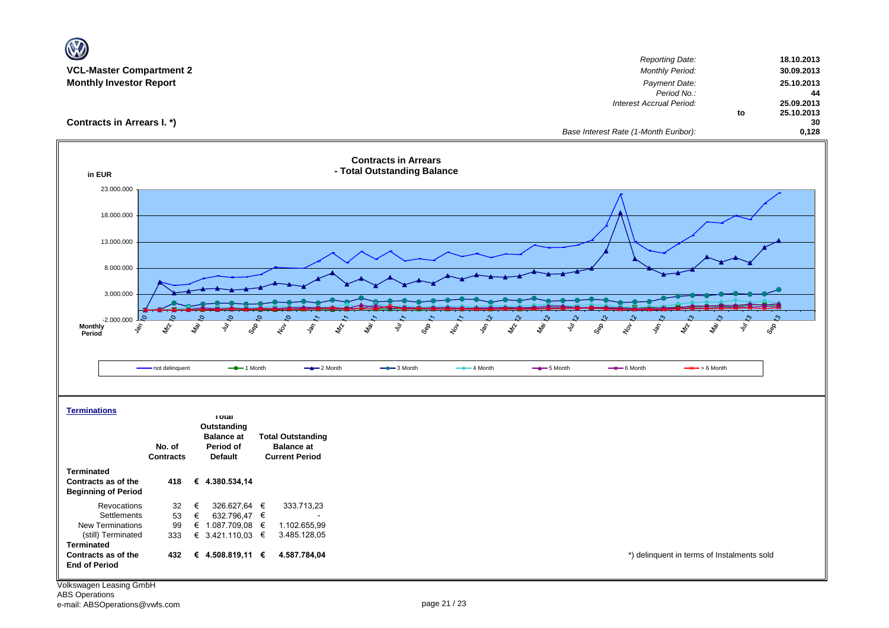**VCL-Master Compartment 2**
**Monthly Investor Report**

| | |
|---|---|
| *Reporting Date:* | **18.10.2013** |
| *Monthly Period:* | **30.09.2013** |
| *Payment Date:* | **25.10.2013** |
| *Period No.:* | **44** |
| *Interest Accrual Period:* | **25.09.2013** |
| to | **25.10.2013** |
| | **30** |
| *Base Interest Rate (1-Month Euribor):* | **0,128** |

## Contracts in Arrears I. *)

**Contracts in Arrears - Total Outstanding Balance**

in EUR

23.000.000
18.000.000
13.000.000
8.000.000
3.000.000
-2.000.000

Monthly Period: Jan 10, Mrz 10, Mai 10, Jul 10, Sep 10, Nov 10, Jan 11, Mrz 11, Mai 11, Jul 11, Sep 11, Nov 11, Jan 12, Mrz 12, Mai 12, Jul 12, Sep 12, Nov 12, Jan 13, Mrz 13, Mai 13, Jul 13, Sep 13

Legend: not delinquent, 1 Month, 2 Month, 3 Month, 4 Month, 5 Month, 6 Month, > 6 Month

### Terminations

| | No. of Contracts | Total Outstanding Balance at Period of Default | Total Outstanding Balance at Current Period |
|---|---|---|---|
| **Terminated Contracts as of the Beginning of Period** | **418** | **€ 4.380.534,14** | |
| Revocations | 32 | € 326.627,64 | € 333.713,23 |
| Settlements | 53 | € 632.796,47 | € - |
| New Terminations | 99 | € 1.087.709,08 | € 1.102.655,99 |
| (still) Terminated | 333 | € 3.421.110,03 | € 3.485.128,05 |
| **Terminated Contracts as of the End of Period** | **432** | **€ 4.508.819,11** | **€ 4.587.784,04** |

*) delinquent in terms of Instalments sold

Volkswagen Leasing GmbH
ABS Operations
e-mail: ABSOperations@vwfs.com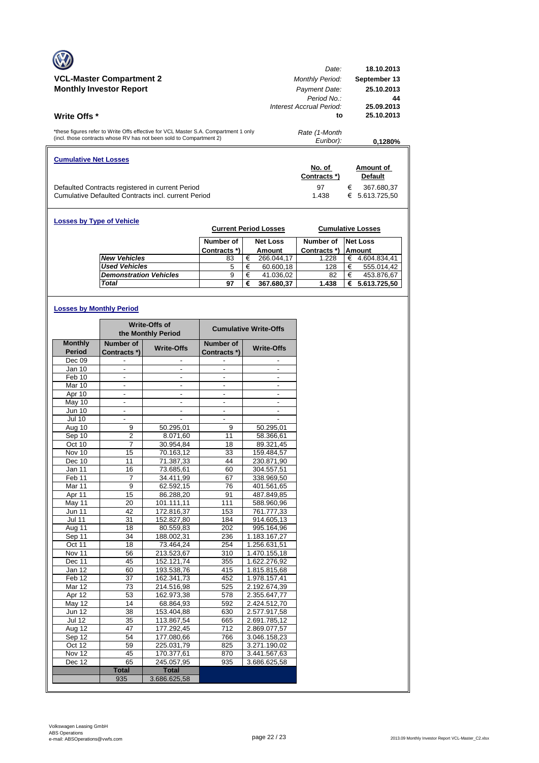**VCL-Master Compartment 2**
**Monthly Investor Report**

| | |
|---|---|
| *Date:* | **18.10.2013** |
| *Monthly Period:* | **September 13** |
| *Payment Date:* | **25.10.2013** |
| *Period No.:* | **44** |
| *Interest Accrual Period:* | **25.09.2013** |
| **to** | **25.10.2013** |
| *Rate (1-Month Euribor):* | **0,1280%** |

## Write Offs *

*these figures refer to Write Offs effective for VCL Master S.A. Compartment 1 only (incl. those contracts whose RV has not been sold to Compartment 2)

### Cumulative Net Losses

| | No. of Contracts *) | Amount of Default |
|---|---|---|
| Defaulted Contracts registered in current Period | 97 | € 367.680,37 |
| Cumulative Defaulted Contracts incl. current Period | 1.438 | € 5.613.725,50 |

### Losses by Type of Vehicle

| | Current Period Losses | | Cumulative Losses | |
|---|---|---|---|---|
| | Number of Contracts *) | Net Loss Amount | Number of Contracts *) | Net Loss Amount |
| *New Vehicles* | 83 | € 266.044,17 | 1.228 | € 4.604.834,41 |
| *Used Vehicles* | 5 | € 60.600,18 | 128 | € 555.014,42 |
| *Demonstration Vehicles* | 9 | € 41.036,02 | 82 | € 453.876,67 |
| ***Total*** | **97** | **€ 367.680,37** | **1.438** | **€ 5.613.725,50** |

### Losses by Monthly Period

| | Write-Offs of the Monthly Period | | Cumulative Write-Offs | |
|---|---|---|---|---|
| **Monthly Period** | **Number of Contracts *)** | **Write-Offs** | **Number of Contracts *)** | **Write-Offs** |
| Dec 09 | - | - | - | - |
| Jan 10 | - | - | - | - |
| Feb 10 | - | - | - | - |
| Mar 10 | - | - | - | - |
| Apr 10 | - | - | - | - |
| May 10 | - | - | - | - |
| Jun 10 | - | - | - | - |
| Jul 10 | - | - | - | - |
| Aug 10 | 9 | 50.295,01 | 9 | 50.295,01 |
| Sep 10 | 2 | 8.071,60 | 11 | 58.366,61 |
| Oct 10 | 7 | 30.954,84 | 18 | 89.321,45 |
| Nov 10 | 15 | 70.163,12 | 33 | 159.484,57 |
| Dec 10 | 11 | 71.387,33 | 44 | 230.871,90 |
| Jan 11 | 16 | 73.685,61 | 60 | 304.557,51 |
| Feb 11 | 7 | 34.411,99 | 67 | 338.969,50 |
| Mar 11 | 9 | 62.592,15 | 76 | 401.561,65 |
| Apr 11 | 15 | 86.288,20 | 91 | 487.849,85 |
| May 11 | 20 | 101.111,11 | 111 | 588.960,96 |
| Jun 11 | 42 | 172.816,37 | 153 | 761.777,33 |
| Jul 11 | 31 | 152.827,80 | 184 | 914.605,13 |
| Aug 11 | 18 | 80.559,83 | 202 | 995.164,96 |
| Sep 11 | 34 | 188.002,31 | 236 | 1.183.167,27 |
| Oct 11 | 18 | 73.464,24 | 254 | 1.256.631,51 |
| Nov 11 | 56 | 213.523,67 | 310 | 1.470.155,18 |
| Dec 11 | 45 | 152.121,74 | 355 | 1.622.276,92 |
| Jan 12 | 60 | 193.538,76 | 415 | 1.815.815,68 |
| Feb 12 | 37 | 162.341,73 | 452 | 1.978.157,41 |
| Mar 12 | 73 | 214.516,98 | 525 | 2.192.674,39 |
| Apr 12 | 53 | 162.973,38 | 578 | 2.355.647,77 |
| May 12 | 14 | 68.864,93 | 592 | 2.424.512,70 |
| Jun 12 | 38 | 153.404,88 | 630 | 2.577.917,58 |
| Jul 12 | 35 | 113.867,54 | 665 | 2.691.785,12 |
| Aug 12 | 47 | 177.292,45 | 712 | 2.869.077,57 |
| Sep 12 | 54 | 177.080,66 | 766 | 3.046.158,23 |
| Oct 12 | 59 | 225.031,79 | 825 | 3.271.190,02 |
| Nov 12 | 45 | 170.377,61 | 870 | 3.441.567,63 |
| Dec 12 | 65 | 245.057,95 | 935 | 3.686.625,58 |
| | **Total** | **Total** | | |
| | 935 | 3.686.625,58 | | |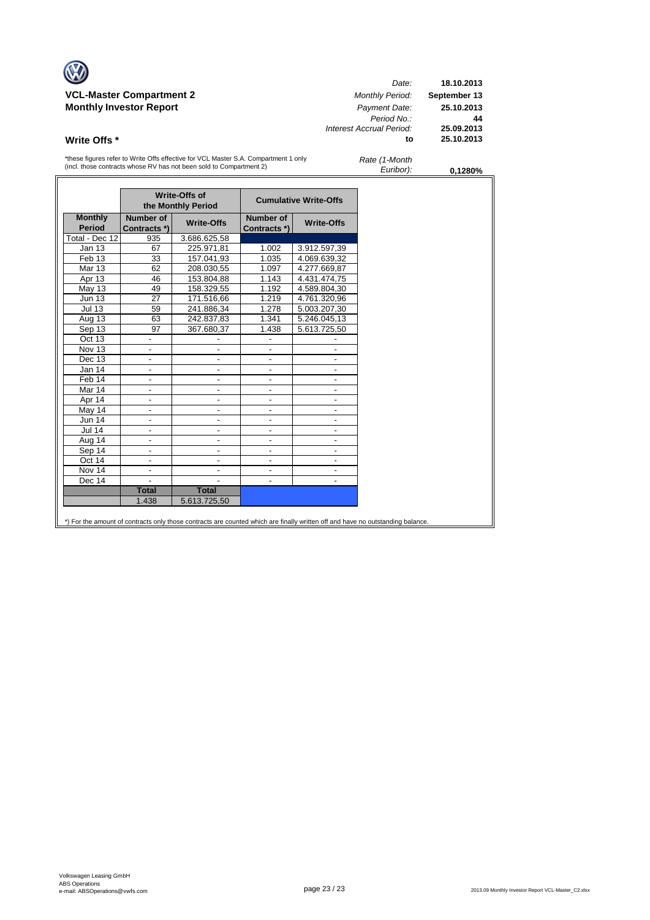**VCL-Master Compartment 2**
**Monthly Investor Report**

| | |
|---|---|
| *Date:* | **18.10.2013** |
| *Monthly Period:* | **September 13** |
| *Payment Date:* | **25.10.2013** |
| *Period No.:* | **44** |
| *Interest Accrual Period:* | **25.09.2013** |
| **to** | **25.10.2013** |
| *Rate (1-Month Euribor):* | **0,1280%** |

## Write Offs *

*these figures refer to Write Offs effective for VCL Master S.A. Compartment 1 only (incl. those contracts whose RV has not been sold to Compartment 2)

| | Write-Offs of the Monthly Period | | Cumulative Write-Offs | |
|---|---|---|---|---|
| **Monthly Period** | **Number of Contracts *)** | **Write-Offs** | **Number of Contracts *)** | **Write-Offs** |
| Total - Dec 12 | 935 | 3.686.625,58 | | |
| Jan 13 | 67 | 225.971,81 | 1.002 | 3.912.597,39 |
| Feb 13 | 33 | 157.041,93 | 1.035 | 4.069.639,32 |
| Mar 13 | 62 | 208.030,55 | 1.097 | 4.277.669,87 |
| Apr 13 | 46 | 153.804,88 | 1.143 | 4.431.474,75 |
| May 13 | 49 | 158.329,55 | 1.192 | 4.589.804,30 |
| Jun 13 | 27 | 171.516,66 | 1.219 | 4.761.320,96 |
| Jul 13 | 59 | 241.886,34 | 1.278 | 5.003.207,30 |
| Aug 13 | 63 | 242.837,83 | 1.341 | 5.246.045,13 |
| Sep 13 | 97 | 367.680,37 | 1.438 | 5.613.725,50 |
| Oct 13 | - | - | - | - |
| Nov 13 | - | - | - | - |
| Dec 13 | - | - | - | - |
| Jan 14 | - | - | - | - |
| Feb 14 | - | - | - | - |
| Mar 14 | - | - | - | - |
| Apr 14 | - | - | - | - |
| May 14 | - | - | - | - |
| Jun 14 | - | - | - | - |
| Jul 14 | - | - | - | - |
| Aug 14 | - | - | - | - |
| Sep 14 | - | - | - | - |
| Oct 14 | - | - | - | - |
| Nov 14 | - | - | - | - |
| Dec 14 | - | - | - | - |
| | **Total** | **Total** | | |
| | 1.438 | 5.613.725,50 | | |

*) For the amount of contracts only those contracts are counted which are finally written off and have no outstanding balance.

Volkswagen Leasing GmbH
ABS Operations
e-mail: ABSOperations@vwfs.com

2013.09 Monthly Investor Report VCL-Master_C2.xlsx